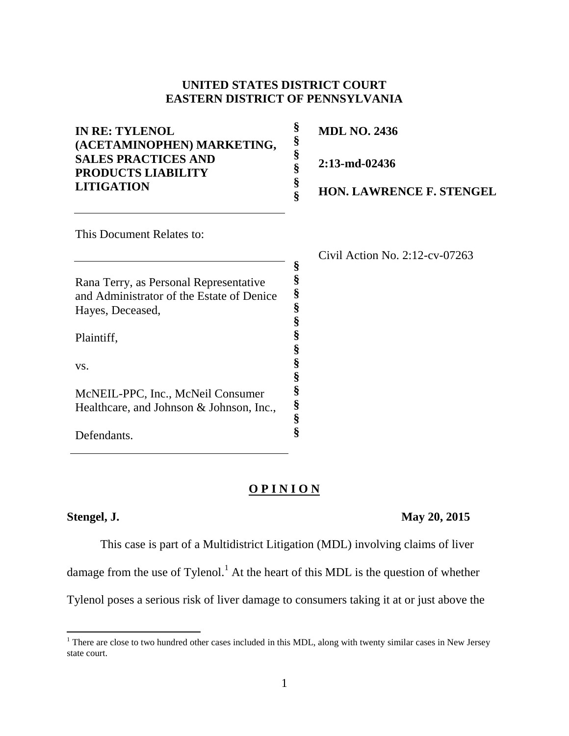**UNITED STATES DISTRICT COURT**
**EASTERN DISTRICT OF PENNSYLVANIA**

| | |
|---|---|
| **IN RE: TYLENOL (ACETAMINOPHEN) MARKETING, SALES PRACTICES AND PRODUCTS LIABILITY LITIGATION** | **MDL NO. 2436**<br><br>**2:13-md-02436**<br><br>**HON. LAWRENCE F. STENGEL** |

This Document Relates to:

Civil Action No. 2:12-cv-07263

Rana Terry, as Personal Representative and Administrator of the Estate of Denice Hayes, Deceased,

Plaintiff,

vs.

McNEIL-PPC, Inc., McNeil Consumer Healthcare, and Johnson & Johnson, Inc.,

Defendants.

# O P I N I O N

**Stengel, J.** **May 20, 2015**

This case is part of a Multidistrict Litigation (MDL) involving claims of liver damage from the use of Tylenol.[1] At the heart of this MDL is the question of whether Tylenol poses a serious risk of liver damage to consumers taking it at or just above the

[1] There are close to two hundred other cases included in this MDL, along with twenty similar cases in New Jersey state court.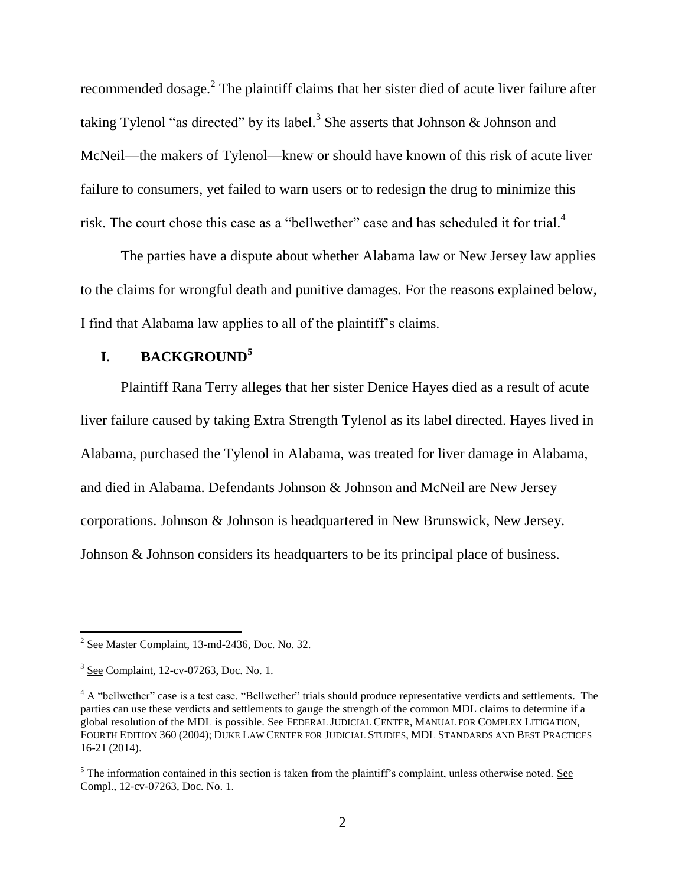recommended dosage.[2] The plaintiff claims that her sister died of acute liver failure after taking Tylenol "as directed" by its label.[3] She asserts that Johnson & Johnson and McNeil—the makers of Tylenol—knew or should have known of this risk of acute liver failure to consumers, yet failed to warn users or to redesign the drug to minimize this risk. The court chose this case as a "bellwether" case and has scheduled it for trial.[4]

The parties have a dispute about whether Alabama law or New Jersey law applies to the claims for wrongful death and punitive damages. For the reasons explained below, I find that Alabama law applies to all of the plaintiff's claims.

## I. BACKGROUND[5]

Plaintiff Rana Terry alleges that her sister Denice Hayes died as a result of acute liver failure caused by taking Extra Strength Tylenol as its label directed. Hayes lived in Alabama, purchased the Tylenol in Alabama, was treated for liver damage in Alabama, and died in Alabama. Defendants Johnson & Johnson and McNeil are New Jersey corporations. Johnson & Johnson is headquartered in New Brunswick, New Jersey. Johnson & Johnson considers its headquarters to be its principal place of business.

---

[2] See Master Complaint, 13-md-2436, Doc. No. 32.

[3] See Complaint, 12-cv-07263, Doc. No. 1.

[4] A "bellwether" case is a test case. "Bellwether" trials should produce representative verdicts and settlements. The parties can use these verdicts and settlements to gauge the strength of the common MDL claims to determine if a global resolution of the MDL is possible. See FEDERAL JUDICIAL CENTER, MANUAL FOR COMPLEX LITIGATION, FOURTH EDITION 360 (2004); DUKE LAW CENTER FOR JUDICIAL STUDIES, MDL STANDARDS AND BEST PRACTICES 16-21 (2014).

[5] The information contained in this section is taken from the plaintiff's complaint, unless otherwise noted. See Compl., 12-cv-07263, Doc. No. 1.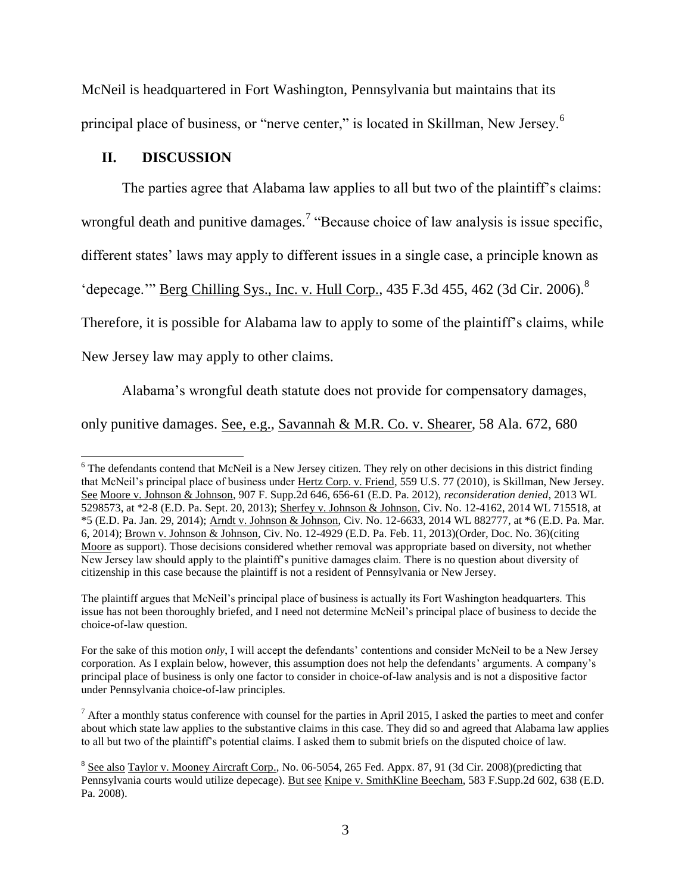McNeil is headquartered in Fort Washington, Pennsylvania but maintains that its principal place of business, or "nerve center," is located in Skillman, New Jersey.[6]

## II. DISCUSSION

The parties agree that Alabama law applies to all but two of the plaintiff's claims: wrongful death and punitive damages.[7] "Because choice of law analysis is issue specific, different states' laws may apply to different issues in a single case, a principle known as 'depecage.'" Berg Chilling Sys., Inc. v. Hull Corp., 435 F.3d 455, 462 (3d Cir. 2006).[8] Therefore, it is possible for Alabama law to apply to some of the plaintiff's claims, while New Jersey law may apply to other claims.

Alabama's wrongful death statute does not provide for compensatory damages, only punitive damages. See, e.g., Savannah & M.R. Co. v. Shearer, 58 Ala. 672, 680

---

[6] The defendants contend that McNeil is a New Jersey citizen. They rely on other decisions in this district finding that McNeil's principal place of business under Hertz Corp. v. Friend, 559 U.S. 77 (2010), is Skillman, New Jersey. See Moore v. Johnson & Johnson, 907 F. Supp.2d 646, 656-61 (E.D. Pa. 2012), *reconsideration denied*, 2013 WL 5298573, at *2-8 (E.D. Pa. Sept. 20, 2013); Sherfey v. Johnson & Johnson, Civ. No. 12-4162, 2014 WL 715518, at *5 (E.D. Pa. Jan. 29, 2014); Arndt v. Johnson & Johnson, Civ. No. 12-6633, 2014 WL 882777, at *6 (E.D. Pa. Mar. 6, 2014); Brown v. Johnson & Johnson, Civ. No. 12-4929 (E.D. Pa. Feb. 11, 2013)(Order, Doc. No. 36)(citing Moore as support). Those decisions considered whether removal was appropriate based on diversity, not whether New Jersey law should apply to the plaintiff's punitive damages claim. There is no question about diversity of citizenship in this case because the plaintiff is not a resident of Pennsylvania or New Jersey.

The plaintiff argues that McNeil's principal place of business is actually its Fort Washington headquarters. This issue has not been thoroughly briefed, and I need not determine McNeil's principal place of business to decide the choice-of-law question.

For the sake of this motion *only*, I will accept the defendants' contentions and consider McNeil to be a New Jersey corporation. As I explain below, however, this assumption does not help the defendants' arguments. A company's principal place of business is only one factor to consider in choice-of-law analysis and is not a dispositive factor under Pennsylvania choice-of-law principles.

[7] After a monthly status conference with counsel for the parties in April 2015, I asked the parties to meet and confer about which state law applies to the substantive claims in this case. They did so and agreed that Alabama law applies to all but two of the plaintiff's potential claims. I asked them to submit briefs on the disputed choice of law.

[8] See also Taylor v. Mooney Aircraft Corp., No. 06-5054, 265 Fed. Appx. 87, 91 (3d Cir. 2008)(predicting that Pennsylvania courts would utilize depecage). But see Knipe v. SmithKline Beecham, 583 F.Supp.2d 602, 638 (E.D. Pa. 2008).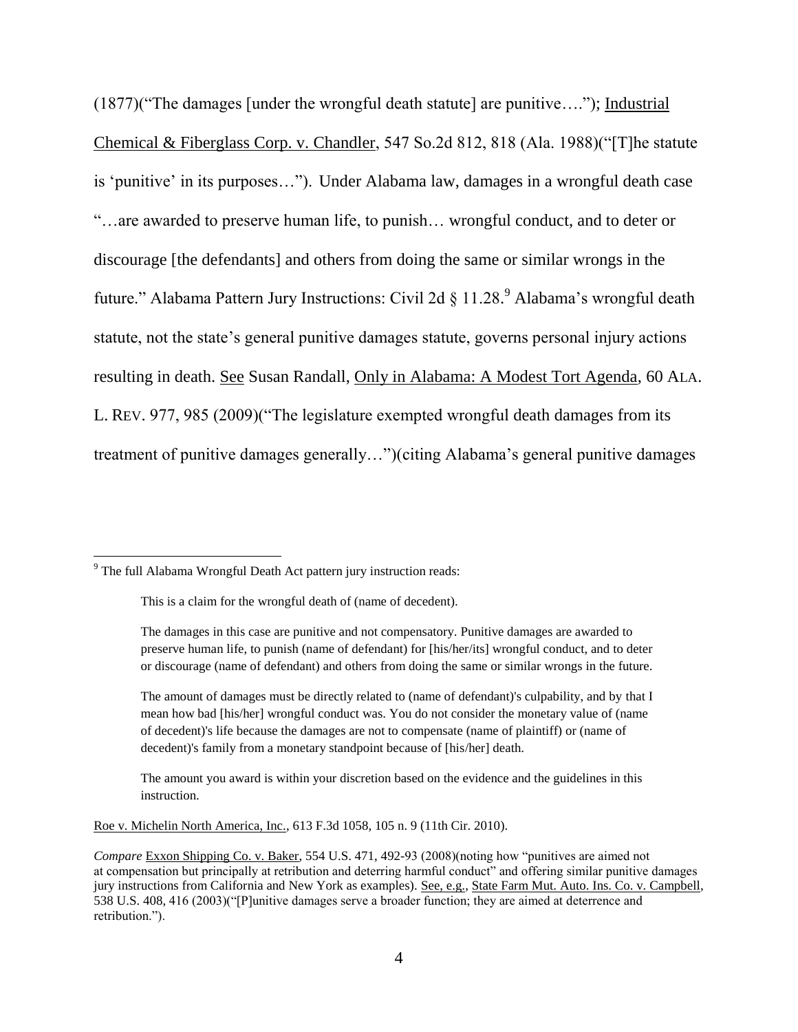(1877)("The damages [under the wrongful death statute] are punitive…."); Industrial Chemical & Fiberglass Corp. v. Chandler, 547 So.2d 812, 818 (Ala. 1988)("[T]he statute is 'punitive' in its purposes…"). Under Alabama law, damages in a wrongful death case "…are awarded to preserve human life, to punish… wrongful conduct, and to deter or discourage [the defendants] and others from doing the same or similar wrongs in the future." Alabama Pattern Jury Instructions: Civil 2d § 11.28.[9] Alabama's wrongful death statute, not the state's general punitive damages statute, governs personal injury actions resulting in death. See Susan Randall, Only in Alabama: A Modest Tort Agenda, 60 ALA. L. REV. 977, 985 (2009)("The legislature exempted wrongful death damages from its treatment of punitive damages generally…")(citing Alabama's general punitive damages

---

[9] The full Alabama Wrongful Death Act pattern jury instruction reads:

> This is a claim for the wrongful death of (name of decedent).
>
> The damages in this case are punitive and not compensatory. Punitive damages are awarded to preserve human life, to punish (name of defendant) for [his/her/its] wrongful conduct, and to deter or discourage (name of defendant) and others from doing the same or similar wrongs in the future.
>
> The amount of damages must be directly related to (name of defendant)'s culpability, and by that I mean how bad [his/her] wrongful conduct was. You do not consider the monetary value of (name of decedent)'s life because the damages are not to compensate (name of plaintiff) or (name of decedent)'s family from a monetary standpoint because of [his/her] death.
>
> The amount you award is within your discretion based on the evidence and the guidelines in this instruction.

Roe v. Michelin North America, Inc., 613 F.3d 1058, 105 n. 9 (11th Cir. 2010).

*Compare* Exxon Shipping Co. v. Baker, 554 U.S. 471, 492-93 (2008)(noting how "punitives are aimed not at compensation but principally at retribution and deterring harmful conduct" and offering similar punitive damages jury instructions from California and New York as examples). See, e.g., State Farm Mut. Auto. Ins. Co. v. Campbell, 538 U.S. 408, 416 (2003)("[P]unitive damages serve a broader function; they are aimed at deterrence and retribution.").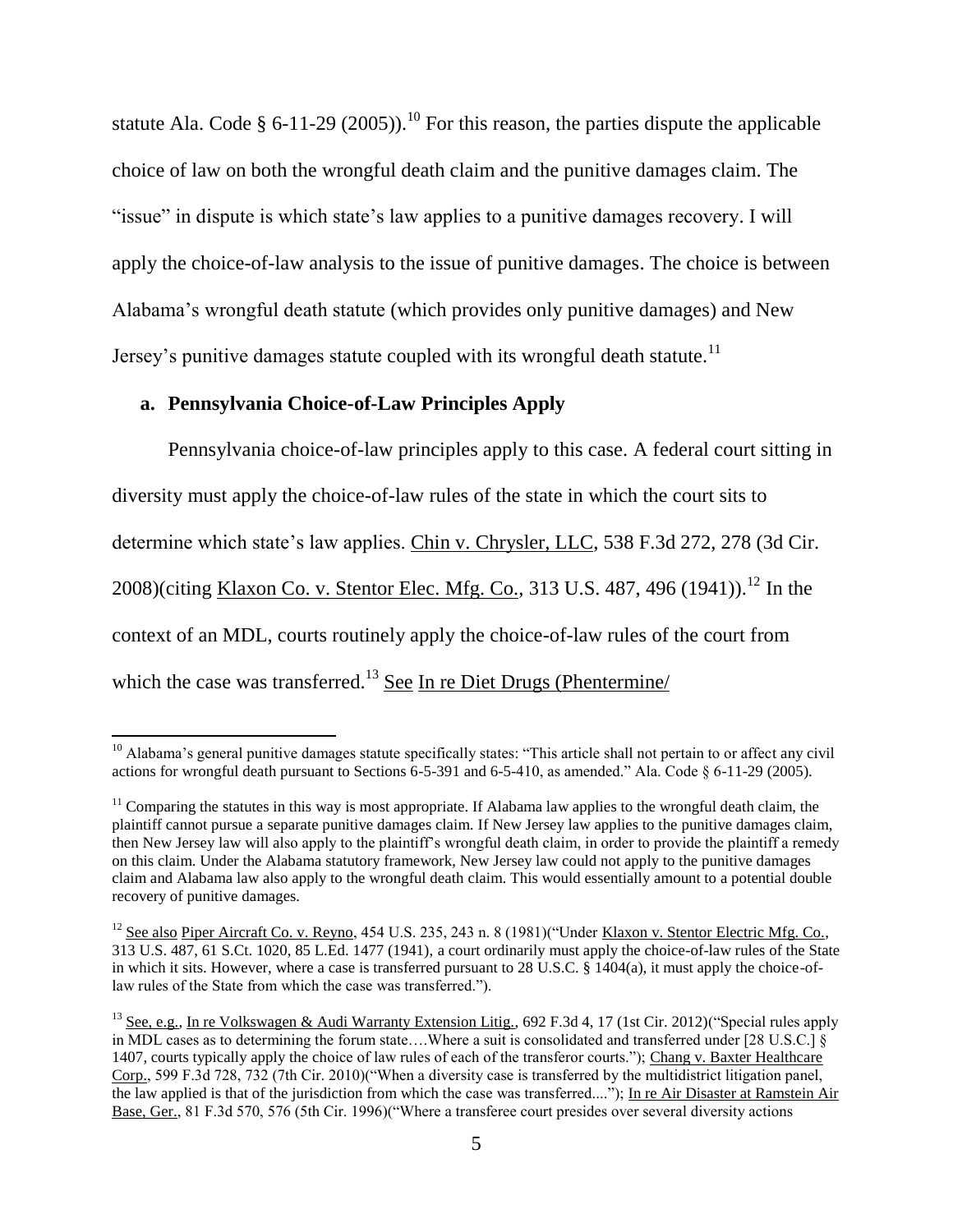statute Ala. Code § 6-11-29 (2005)).[10] For this reason, the parties dispute the applicable choice of law on both the wrongful death claim and the punitive damages claim. The "issue" in dispute is which state's law applies to a punitive damages recovery. I will apply the choice-of-law analysis to the issue of punitive damages. The choice is between Alabama's wrongful death statute (which provides only punitive damages) and New Jersey's punitive damages statute coupled with its wrongful death statute.[11]

### a. Pennsylvania Choice-of-Law Principles Apply

Pennsylvania choice-of-law principles apply to this case. A federal court sitting in diversity must apply the choice-of-law rules of the state in which the court sits to determine which state's law applies. Chin v. Chrysler, LLC, 538 F.3d 272, 278 (3d Cir. 2008)(citing Klaxon Co. v. Stentor Elec. Mfg. Co., 313 U.S. 487, 496 (1941)).[12] In the context of an MDL, courts routinely apply the choice-of-law rules of the court from which the case was transferred.[13] See In re Diet Drugs (Phentermine/

---

[10] Alabama's general punitive damages statute specifically states: "This article shall not pertain to or affect any civil actions for wrongful death pursuant to Sections 6-5-391 and 6-5-410, as amended." Ala. Code § 6-11-29 (2005).

[11] Comparing the statutes in this way is most appropriate. If Alabama law applies to the wrongful death claim, the plaintiff cannot pursue a separate punitive damages claim. If New Jersey law applies to the punitive damages claim, then New Jersey law will also apply to the plaintiff's wrongful death claim, in order to provide the plaintiff a remedy on this claim. Under the Alabama statutory framework, New Jersey law could not apply to the punitive damages claim and Alabama law also apply to the wrongful death claim. This would essentially amount to a potential double recovery of punitive damages.

[12] See also Piper Aircraft Co. v. Reyno, 454 U.S. 235, 243 n. 8 (1981)("Under Klaxon v. Stentor Electric Mfg. Co., 313 U.S. 487, 61 S.Ct. 1020, 85 L.Ed. 1477 (1941), a court ordinarily must apply the choice-of-law rules of the State in which it sits. However, where a case is transferred pursuant to 28 U.S.C. § 1404(a), it must apply the choice-of-law rules of the State from which the case was transferred.").

[13] See, e.g., In re Volkswagen & Audi Warranty Extension Litig., 692 F.3d 4, 17 (1st Cir. 2012)("Special rules apply in MDL cases as to determining the forum state….Where a suit is consolidated and transferred under [28 U.S.C.] § 1407, courts typically apply the choice of law rules of each of the transferor courts."); Chang v. Baxter Healthcare Corp., 599 F.3d 728, 732 (7th Cir. 2010)("When a diversity case is transferred by the multidistrict litigation panel, the law applied is that of the jurisdiction from which the case was transferred...."); In re Air Disaster at Ramstein Air Base, Ger., 81 F.3d 570, 576 (5th Cir. 1996)("Where a transferee court presides over several diversity actions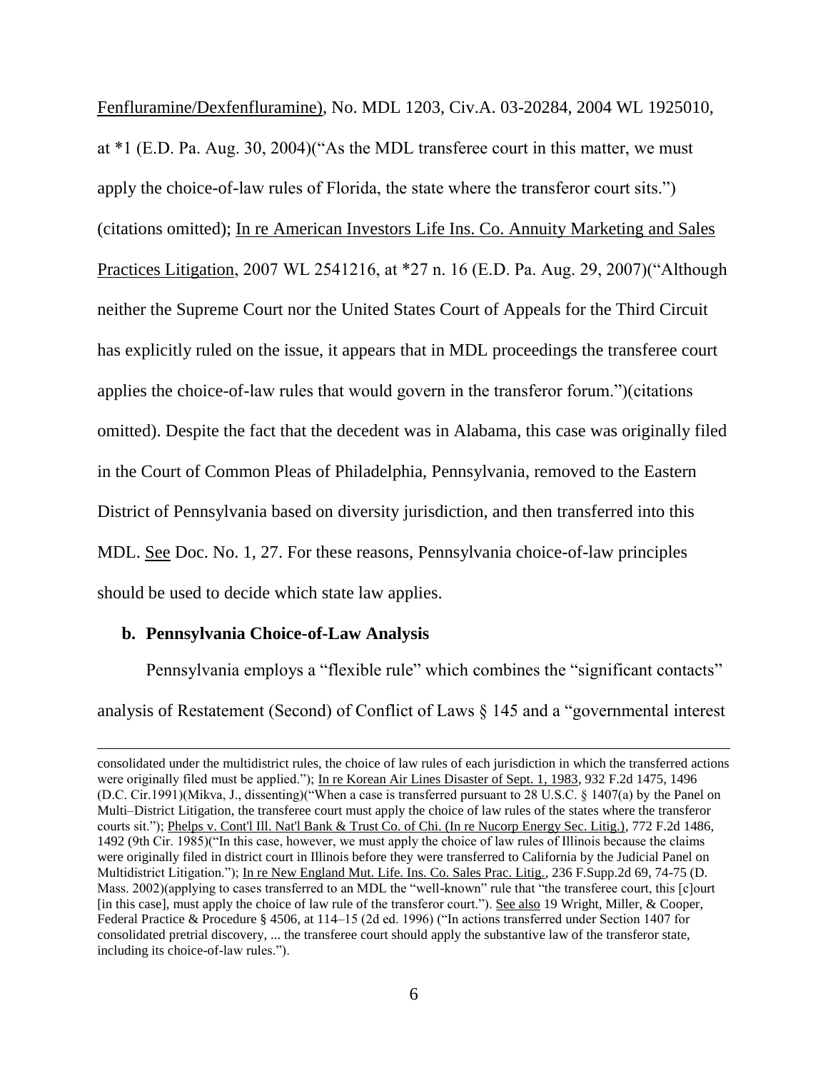Fenfluramine/Dexfenfluramine), No. MDL 1203, Civ.A. 03-20284, 2004 WL 1925010, at *1 (E.D. Pa. Aug. 30, 2004)("As the MDL transferee court in this matter, we must apply the choice-of-law rules of Florida, the state where the transferor court sits.") (citations omitted); In re American Investors Life Ins. Co. Annuity Marketing and Sales Practices Litigation, 2007 WL 2541216, at *27 n. 16 (E.D. Pa. Aug. 29, 2007)("Although neither the Supreme Court nor the United States Court of Appeals for the Third Circuit has explicitly ruled on the issue, it appears that in MDL proceedings the transferee court applies the choice-of-law rules that would govern in the transferor forum.")(citations omitted). Despite the fact that the decedent was in Alabama, this case was originally filed in the Court of Common Pleas of Philadelphia, Pennsylvania, removed to the Eastern District of Pennsylvania based on diversity jurisdiction, and then transferred into this MDL. See Doc. No. 1, 27. For these reasons, Pennsylvania choice-of-law principles should be used to decide which state law applies.

**b. Pennsylvania Choice-of-Law Analysis**

Pennsylvania employs a "flexible rule" which combines the "significant contacts" analysis of Restatement (Second) of Conflict of Laws § 145 and a "governmental interest

---

consolidated under the multidistrict rules, the choice of law rules of each jurisdiction in which the transferred actions were originally filed must be applied."); In re Korean Air Lines Disaster of Sept. 1, 1983, 932 F.2d 1475, 1496 (D.C. Cir.1991)(Mikva, J., dissenting)("When a case is transferred pursuant to 28 U.S.C. § 1407(a) by the Panel on Multi–District Litigation, the transferee court must apply the choice of law rules of the states where the transferor courts sit."); Phelps v. Cont'l Ill. Nat'l Bank & Trust Co. of Chi. (In re Nucorp Energy Sec. Litig.), 772 F.2d 1486, 1492 (9th Cir. 1985)("In this case, however, we must apply the choice of law rules of Illinois because the claims were originally filed in district court in Illinois before they were transferred to California by the Judicial Panel on Multidistrict Litigation."); In re New England Mut. Life. Ins. Co. Sales Prac. Litig., 236 F.Supp.2d 69, 74-75 (D. Mass. 2002)(applying to cases transferred to an MDL the "well-known" rule that "the transferee court, this [c]ourt [in this case], must apply the choice of law rule of the transferor court."). See also 19 Wright, Miller, & Cooper, Federal Practice & Procedure § 4506, at 114–15 (2d ed. 1996) ("In actions transferred under Section 1407 for consolidated pretrial discovery, ... the transferee court should apply the substantive law of the transferor state, including its choice-of-law rules.").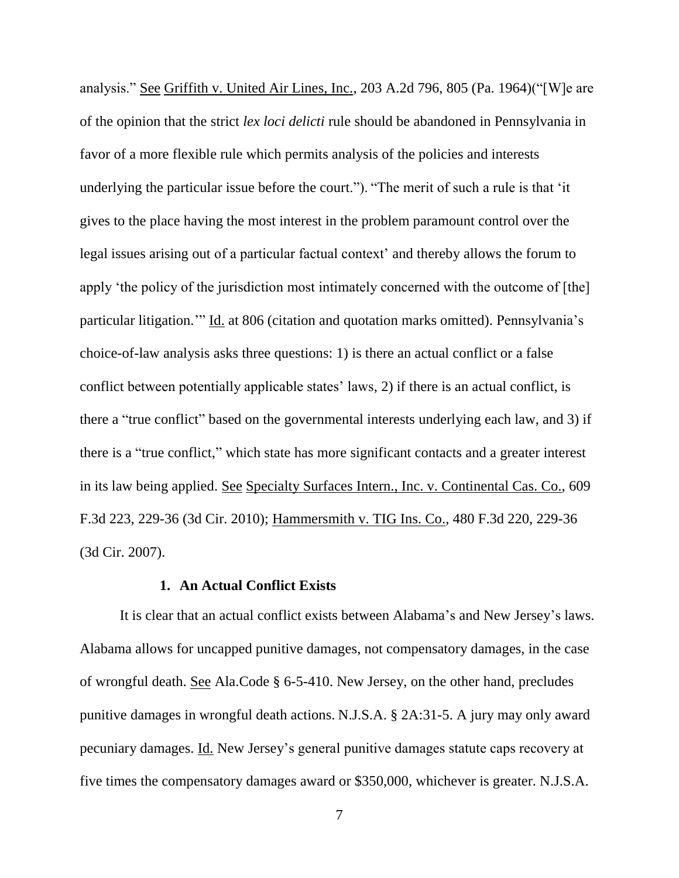analysis." See Griffith v. United Air Lines, Inc., 203 A.2d 796, 805 (Pa. 1964)("[W]e are of the opinion that the strict *lex loci delicti* rule should be abandoned in Pennsylvania in favor of a more flexible rule which permits analysis of the policies and interests underlying the particular issue before the court."). "The merit of such a rule is that 'it gives to the place having the most interest in the problem paramount control over the legal issues arising out of a particular factual context' and thereby allows the forum to apply 'the policy of the jurisdiction most intimately concerned with the outcome of [the] particular litigation.'" Id. at 806 (citation and quotation marks omitted). Pennsylvania's choice-of-law analysis asks three questions: 1) is there an actual conflict or a false conflict between potentially applicable states' laws, 2) if there is an actual conflict, is there a "true conflict" based on the governmental interests underlying each law, and 3) if there is a "true conflict," which state has more significant contacts and a greater interest in its law being applied. See Specialty Surfaces Intern., Inc. v. Continental Cas. Co., 609 F.3d 223, 229-36 (3d Cir. 2010); Hammersmith v. TIG Ins. Co., 480 F.3d 220, 229-36 (3d Cir. 2007).

### 1. An Actual Conflict Exists

It is clear that an actual conflict exists between Alabama's and New Jersey's laws. Alabama allows for uncapped punitive damages, not compensatory damages, in the case of wrongful death. See Ala.Code § 6-5-410. New Jersey, on the other hand, precludes punitive damages in wrongful death actions. N.J.S.A. § 2A:31-5. A jury may only award pecuniary damages. Id. New Jersey's general punitive damages statute caps recovery at five times the compensatory damages award or $350,000, whichever is greater. N.J.S.A.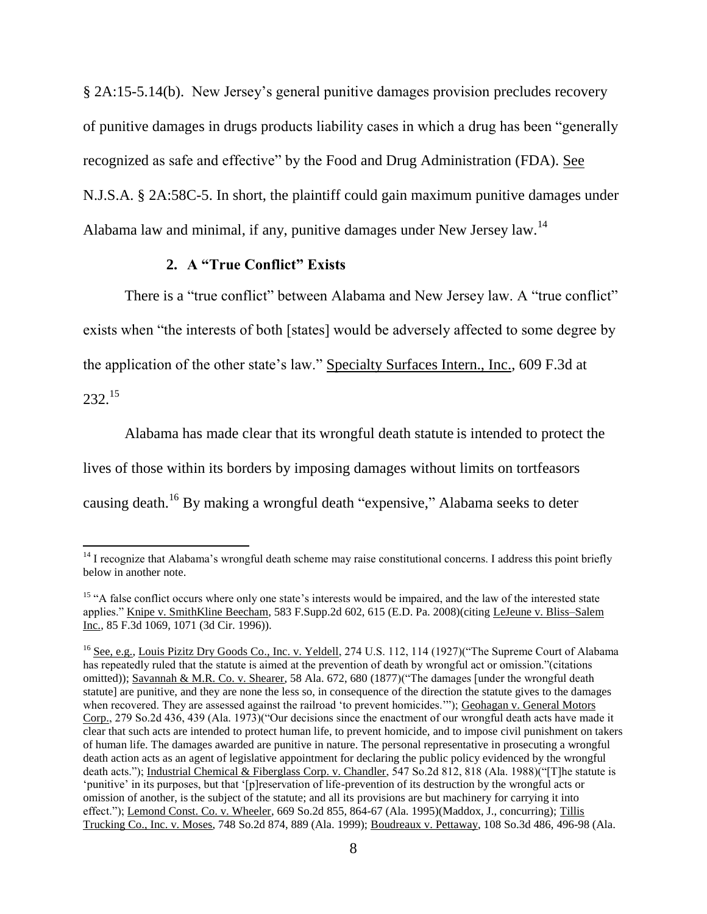§ 2A:15-5.14(b). New Jersey's general punitive damages provision precludes recovery of punitive damages in drugs products liability cases in which a drug has been "generally recognized as safe and effective" by the Food and Drug Administration (FDA). See N.J.S.A. § 2A:58C-5. In short, the plaintiff could gain maximum punitive damages under Alabama law and minimal, if any, punitive damages under New Jersey law.[14]

### 2. A "True Conflict" Exists

There is a "true conflict" between Alabama and New Jersey law. A "true conflict" exists when "the interests of both [states] would be adversely affected to some degree by the application of the other state's law." Specialty Surfaces Intern., Inc., 609 F.3d at 232.[15]

Alabama has made clear that its wrongful death statute is intended to protect the lives of those within its borders by imposing damages without limits on tortfeasors causing death.[16] By making a wrongful death "expensive," Alabama seeks to deter

---

[14] I recognize that Alabama's wrongful death scheme may raise constitutional concerns. I address this point briefly below in another note.

[15] "A false conflict occurs where only one state's interests would be impaired, and the law of the interested state applies." Knipe v. SmithKline Beecham, 583 F.Supp.2d 602, 615 (E.D. Pa. 2008)(citing LeJeune v. Bliss–Salem Inc., 85 F.3d 1069, 1071 (3d Cir. 1996)).

[16] See, e.g., Louis Pizitz Dry Goods Co., Inc. v. Yeldell, 274 U.S. 112, 114 (1927)("The Supreme Court of Alabama has repeatedly ruled that the statute is aimed at the prevention of death by wrongful act or omission."(citations omitted)); Savannah & M.R. Co. v. Shearer, 58 Ala. 672, 680 (1877)("The damages [under the wrongful death statute] are punitive, and they are none the less so, in consequence of the direction the statute gives to the damages when recovered. They are assessed against the railroad 'to prevent homicides.'"); Geohagan v. General Motors Corp., 279 So.2d 436, 439 (Ala. 1973)("Our decisions since the enactment of our wrongful death acts have made it clear that such acts are intended to protect human life, to prevent homicide, and to impose civil punishment on takers of human life. The damages awarded are punitive in nature. The personal representative in prosecuting a wrongful death action acts as an agent of legislative appointment for declaring the public policy evidenced by the wrongful death acts."); Industrial Chemical & Fiberglass Corp. v. Chandler, 547 So.2d 812, 818 (Ala. 1988)("[T]he statute is 'punitive' in its purposes, but that '[p]reservation of life-prevention of its destruction by the wrongful acts or omission of another, is the subject of the statute; and all its provisions are but machinery for carrying it into effect."); Lemond Const. Co. v. Wheeler, 669 So.2d 855, 864-67 (Ala. 1995)(Maddox, J., concurring); Tillis Trucking Co., Inc. v. Moses, 748 So.2d 874, 889 (Ala. 1999); Boudreaux v. Pettaway, 108 So.3d 486, 496-98 (Ala.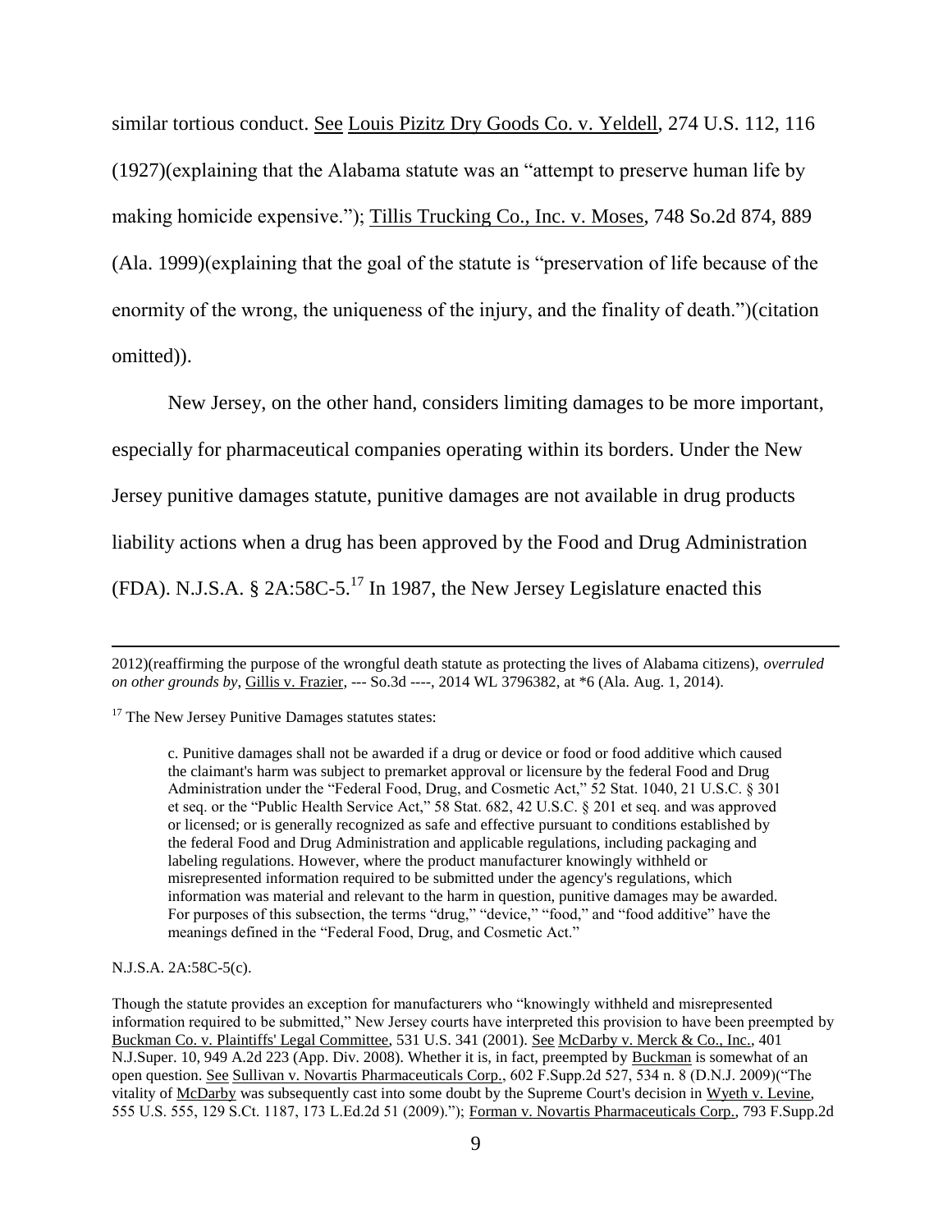similar tortious conduct. See Louis Pizitz Dry Goods Co. v. Yeldell, 274 U.S. 112, 116 (1927)(explaining that the Alabama statute was an "attempt to preserve human life by making homicide expensive."); Tillis Trucking Co., Inc. v. Moses, 748 So.2d 874, 889 (Ala. 1999)(explaining that the goal of the statute is "preservation of life because of the enormity of the wrong, the uniqueness of the injury, and the finality of death.")(citation omitted)).

New Jersey, on the other hand, considers limiting damages to be more important, especially for pharmaceutical companies operating within its borders. Under the New Jersey punitive damages statute, punitive damages are not available in drug products liability actions when a drug has been approved by the Food and Drug Administration (FDA). N.J.S.A. § 2A:58C-5.[17] In 1987, the New Jersey Legislature enacted this

---

2012)(reaffirming the purpose of the wrongful death statute as protecting the lives of Alabama citizens), *overruled on other grounds by*, Gillis v. Frazier, --- So.3d ----, 2014 WL 3796382, at *6 (Ala. Aug. 1, 2014).

[17] The New Jersey Punitive Damages statutes states:

> c. Punitive damages shall not be awarded if a drug or device or food or food additive which caused the claimant's harm was subject to premarket approval or licensure by the federal Food and Drug Administration under the "Federal Food, Drug, and Cosmetic Act," 52 Stat. 1040, 21 U.S.C. § 301 et seq. or the "Public Health Service Act," 58 Stat. 682, 42 U.S.C. § 201 et seq. and was approved or licensed; or is generally recognized as safe and effective pursuant to conditions established by the federal Food and Drug Administration and applicable regulations, including packaging and labeling regulations. However, where the product manufacturer knowingly withheld or misrepresented information required to be submitted under the agency's regulations, which information was material and relevant to the harm in question, punitive damages may be awarded. For purposes of this subsection, the terms "drug," "device," "food," and "food additive" have the meanings defined in the "Federal Food, Drug, and Cosmetic Act."

N.J.S.A. 2A:58C-5(c).

Though the statute provides an exception for manufacturers who "knowingly withheld and misrepresented information required to be submitted," New Jersey courts have interpreted this provision to have been preempted by Buckman Co. v. Plaintiffs' Legal Committee, 531 U.S. 341 (2001). See McDarby v. Merck & Co., Inc., 401 N.J.Super. 10, 949 A.2d 223 (App. Div. 2008). Whether it is, in fact, preempted by Buckman is somewhat of an open question. See Sullivan v. Novartis Pharmaceuticals Corp., 602 F.Supp.2d 527, 534 n. 8 (D.N.J. 2009)("The vitality of McDarby was subsequently cast into some doubt by the Supreme Court's decision in Wyeth v. Levine, 555 U.S. 555, 129 S.Ct. 1187, 173 L.Ed.2d 51 (2009)."); Forman v. Novartis Pharmaceuticals Corp., 793 F.Supp.2d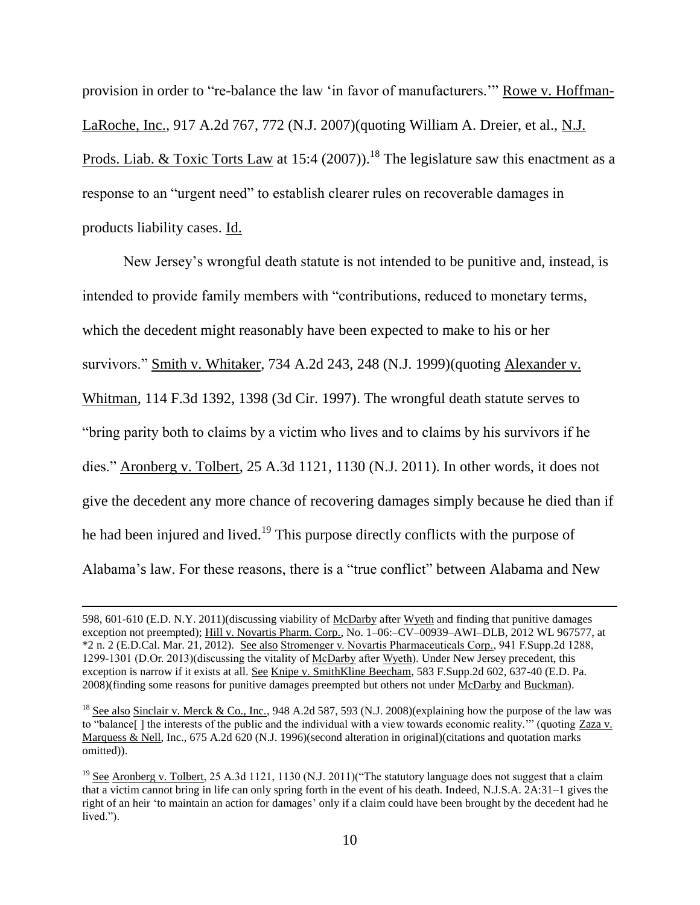provision in order to "re-balance the law 'in favor of manufacturers.'" Rowe v. Hoffman-LaRoche, Inc., 917 A.2d 767, 772 (N.J. 2007)(quoting William A. Dreier, et al., N.J. Prods. Liab. & Toxic Torts Law at 15:4 (2007)).[18] The legislature saw this enactment as a response to an "urgent need" to establish clearer rules on recoverable damages in products liability cases. Id.

New Jersey's wrongful death statute is not intended to be punitive and, instead, is intended to provide family members with "contributions, reduced to monetary terms, which the decedent might reasonably have been expected to make to his or her survivors." Smith v. Whitaker, 734 A.2d 243, 248 (N.J. 1999)(quoting Alexander v. Whitman, 114 F.3d 1392, 1398 (3d Cir. 1997). The wrongful death statute serves to "bring parity both to claims by a victim who lives and to claims by his survivors if he dies." Aronberg v. Tolbert, 25 A.3d 1121, 1130 (N.J. 2011). In other words, it does not give the decedent any more chance of recovering damages simply because he died than if he had been injured and lived.[19] This purpose directly conflicts with the purpose of Alabama's law. For these reasons, there is a "true conflict" between Alabama and New

---

598, 601-610 (E.D. N.Y. 2011)(discussing viability of McDarby after Wyeth and finding that punitive damages exception not preempted); Hill v. Novartis Pharm. Corp., No. 1–06:–CV–00939–AWI–DLB, 2012 WL 967577, at *2 n. 2 (E.D.Cal. Mar. 21, 2012). See also Stromenger v. Novartis Pharmaceuticals Corp., 941 F.Supp.2d 1288, 1299-1301 (D.Or. 2013)(discussing the vitality of McDarby after Wyeth). Under New Jersey precedent, this exception is narrow if it exists at all. See Knipe v. SmithKline Beecham, 583 F.Supp.2d 602, 637-40 (E.D. Pa. 2008)(finding some reasons for punitive damages preempted but others not under McDarby and Buckman).

[18] See also Sinclair v. Merck & Co., Inc., 948 A.2d 587, 593 (N.J. 2008)(explaining how the purpose of the law was to "balance[ ] the interests of the public and the individual with a view towards economic reality.'" (quoting Zaza v. Marquess & Nell, Inc., 675 A.2d 620 (N.J. 1996)(second alteration in original)(citations and quotation marks omitted)).

[19] See Aronberg v. Tolbert, 25 A.3d 1121, 1130 (N.J. 2011)("The statutory language does not suggest that a claim that a victim cannot bring in life can only spring forth in the event of his death. Indeed, N.J.S.A. 2A:31–1 gives the right of an heir 'to maintain an action for damages' only if a claim could have been brought by the decedent had he lived.").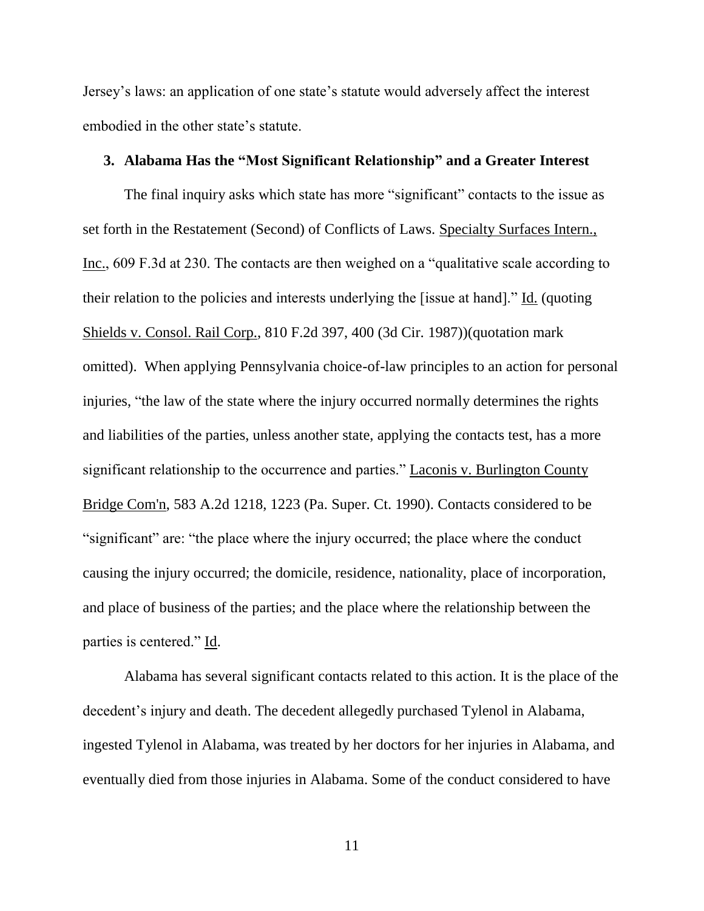Jersey's laws: an application of one state's statute would adversely affect the interest embodied in the other state's statute.

### 3. Alabama Has the "Most Significant Relationship" and a Greater Interest

The final inquiry asks which state has more "significant" contacts to the issue as set forth in the Restatement (Second) of Conflicts of Laws. Specialty Surfaces Intern., Inc., 609 F.3d at 230. The contacts are then weighed on a "qualitative scale according to their relation to the policies and interests underlying the [issue at hand]." Id. (quoting Shields v. Consol. Rail Corp., 810 F.2d 397, 400 (3d Cir. 1987))(quotation mark omitted). When applying Pennsylvania choice-of-law principles to an action for personal injuries, "the law of the state where the injury occurred normally determines the rights and liabilities of the parties, unless another state, applying the contacts test, has a more significant relationship to the occurrence and parties." Laconis v. Burlington County Bridge Com'n, 583 A.2d 1218, 1223 (Pa. Super. Ct. 1990). Contacts considered to be "significant" are: "the place where the injury occurred; the place where the conduct causing the injury occurred; the domicile, residence, nationality, place of incorporation, and place of business of the parties; and the place where the relationship between the parties is centered." Id.

Alabama has several significant contacts related to this action. It is the place of the decedent's injury and death. The decedent allegedly purchased Tylenol in Alabama, ingested Tylenol in Alabama, was treated by her doctors for her injuries in Alabama, and eventually died from those injuries in Alabama. Some of the conduct considered to have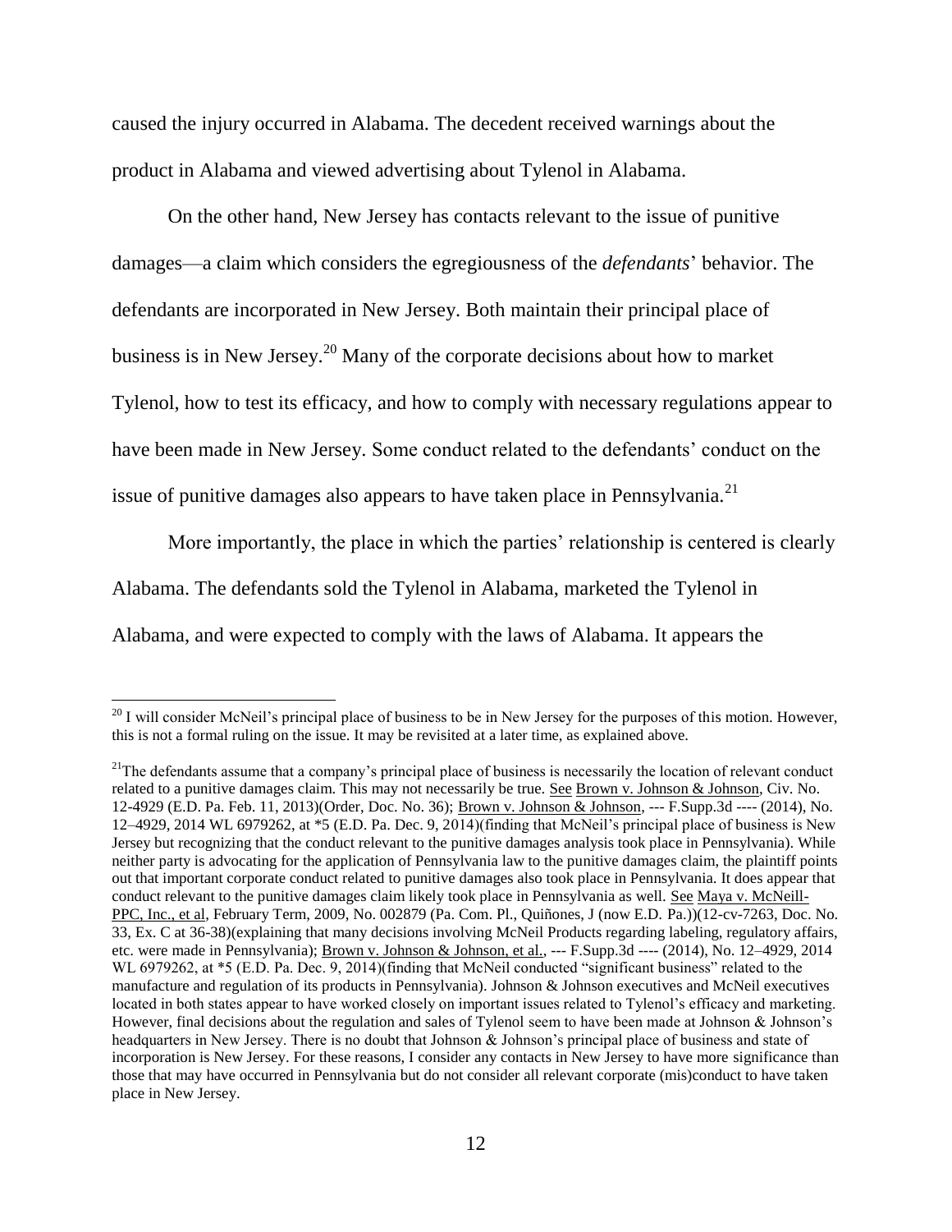caused the injury occurred in Alabama. The decedent received warnings about the product in Alabama and viewed advertising about Tylenol in Alabama.

On the other hand, New Jersey has contacts relevant to the issue of punitive damages—a claim which considers the egregiousness of the *defendants*' behavior. The defendants are incorporated in New Jersey. Both maintain their principal place of business is in New Jersey.[20] Many of the corporate decisions about how to market Tylenol, how to test its efficacy, and how to comply with necessary regulations appear to have been made in New Jersey. Some conduct related to the defendants' conduct on the issue of punitive damages also appears to have taken place in Pennsylvania.[21]

More importantly, the place in which the parties' relationship is centered is clearly Alabama. The defendants sold the Tylenol in Alabama, marketed the Tylenol in Alabama, and were expected to comply with the laws of Alabama. It appears the

---

[20] I will consider McNeil's principal place of business to be in New Jersey for the purposes of this motion. However, this is not a formal ruling on the issue. It may be revisited at a later time, as explained above.

[21] The defendants assume that a company's principal place of business is necessarily the location of relevant conduct related to a punitive damages claim. This may not necessarily be true. See Brown v. Johnson & Johnson, Civ. No. 12-4929 (E.D. Pa. Feb. 11, 2013)(Order, Doc. No. 36); Brown v. Johnson & Johnson, --- F.Supp.3d ---- (2014), No. 12–4929, 2014 WL 6979262, at *5 (E.D. Pa. Dec. 9, 2014)(finding that McNeil's principal place of business is New Jersey but recognizing that the conduct relevant to the punitive damages analysis took place in Pennsylvania). While neither party is advocating for the application of Pennsylvania law to the punitive damages claim, the plaintiff points out that important corporate conduct related to punitive damages also took place in Pennsylvania. It does appear that conduct relevant to the punitive damages claim likely took place in Pennsylvania as well. See Maya v. McNeill-PPC, Inc., et al, February Term, 2009, No. 002879 (Pa. Com. Pl., Quiñones, J (now E.D. Pa.))(12-cv-7263, Doc. No. 33, Ex. C at 36-38)(explaining that many decisions involving McNeil Products regarding labeling, regulatory affairs, etc. were made in Pennsylvania); Brown v. Johnson & Johnson, et al., --- F.Supp.3d ---- (2014), No. 12–4929, 2014 WL 6979262, at *5 (E.D. Pa. Dec. 9, 2014)(finding that McNeil conducted "significant business" related to the manufacture and regulation of its products in Pennsylvania). Johnson & Johnson executives and McNeil executives located in both states appear to have worked closely on important issues related to Tylenol's efficacy and marketing. However, final decisions about the regulation and sales of Tylenol seem to have been made at Johnson & Johnson's headquarters in New Jersey. There is no doubt that Johnson & Johnson's principal place of business and state of incorporation is New Jersey. For these reasons, I consider any contacts in New Jersey to have more significance than those that may have occurred in Pennsylvania but do not consider all relevant corporate (mis)conduct to have taken place in New Jersey.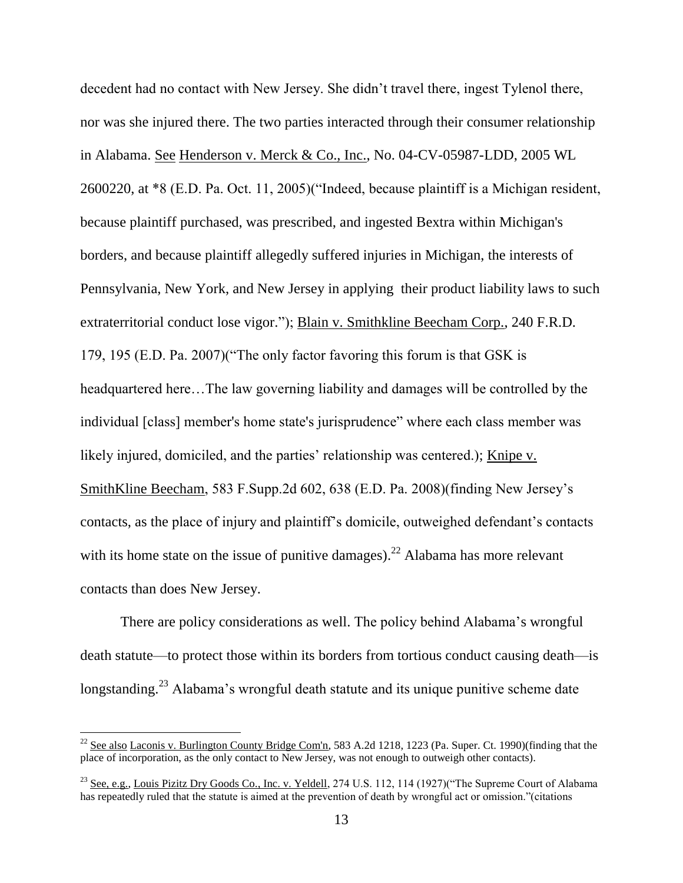decedent had no contact with New Jersey. She didn't travel there, ingest Tylenol there, nor was she injured there. The two parties interacted through their consumer relationship in Alabama. See Henderson v. Merck & Co., Inc., No. 04-CV-05987-LDD, 2005 WL 2600220, at *8 (E.D. Pa. Oct. 11, 2005)("Indeed, because plaintiff is a Michigan resident, because plaintiff purchased, was prescribed, and ingested Bextra within Michigan's borders, and because plaintiff allegedly suffered injuries in Michigan, the interests of Pennsylvania, New York, and New Jersey in applying their product liability laws to such extraterritorial conduct lose vigor."); Blain v. Smithkline Beecham Corp., 240 F.R.D. 179, 195 (E.D. Pa. 2007)("The only factor favoring this forum is that GSK is headquartered here…The law governing liability and damages will be controlled by the individual [class] member's home state's jurisprudence" where each class member was likely injured, domiciled, and the parties' relationship was centered.); Knipe v. SmithKline Beecham, 583 F.Supp.2d 602, 638 (E.D. Pa. 2008)(finding New Jersey's contacts, as the place of injury and plaintiff's domicile, outweighed defendant's contacts with its home state on the issue of punitive damages).[22] Alabama has more relevant contacts than does New Jersey.

There are policy considerations as well. The policy behind Alabama's wrongful death statute—to protect those within its borders from tortious conduct causing death—is longstanding.[23] Alabama's wrongful death statute and its unique punitive scheme date

---

[22] See also Laconis v. Burlington County Bridge Com'n, 583 A.2d 1218, 1223 (Pa. Super. Ct. 1990)(finding that the place of incorporation, as the only contact to New Jersey, was not enough to outweigh other contacts).

[23] See, e.g., Louis Pizitz Dry Goods Co., Inc. v. Yeldell, 274 U.S. 112, 114 (1927)("The Supreme Court of Alabama has repeatedly ruled that the statute is aimed at the prevention of death by wrongful act or omission."(citations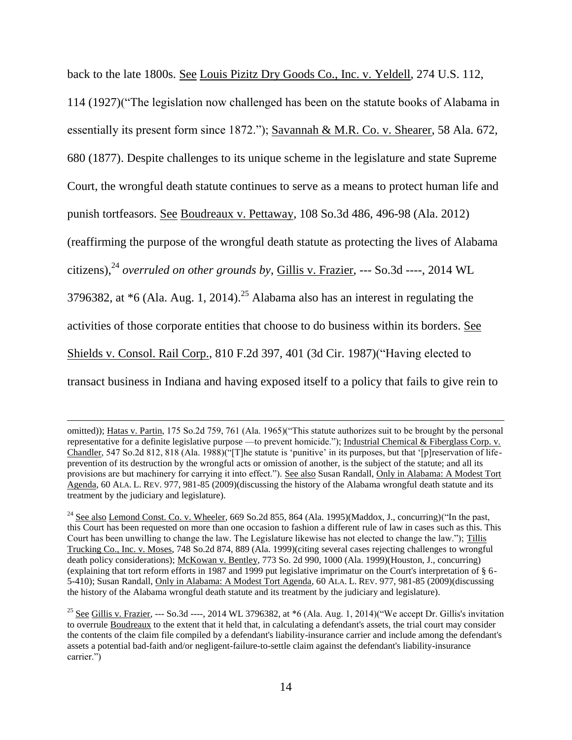back to the late 1800s. See Louis Pizitz Dry Goods Co., Inc. v. Yeldell, 274 U.S. 112, 114 (1927)("The legislation now challenged has been on the statute books of Alabama in essentially its present form since 1872."); Savannah & M.R. Co. v. Shearer, 58 Ala. 672, 680 (1877). Despite challenges to its unique scheme in the legislature and state Supreme Court, the wrongful death statute continues to serve as a means to protect human life and punish tortfeasors. See Boudreaux v. Pettaway, 108 So.3d 486, 496-98 (Ala. 2012) (reaffirming the purpose of the wrongful death statute as protecting the lives of Alabama citizens),[24] *overruled on other grounds by*, Gillis v. Frazier, --- So.3d ----, 2014 WL 3796382, at *6 (Ala. Aug. 1, 2014).[25] Alabama also has an interest in regulating the activities of those corporate entities that choose to do business within its borders. See Shields v. Consol. Rail Corp., 810 F.2d 397, 401 (3d Cir. 1987)("Having elected to transact business in Indiana and having exposed itself to a policy that fails to give rein to

---

omitted)); Hatas v. Partin, 175 So.2d 759, 761 (Ala. 1965)("This statute authorizes suit to be brought by the personal representative for a definite legislative purpose —to prevent homicide."); Industrial Chemical & Fiberglass Corp. v. Chandler, 547 So.2d 812, 818 (Ala. 1988)("[T]he statute is 'punitive' in its purposes, but that '[p]reservation of life-prevention of its destruction by the wrongful acts or omission of another, is the subject of the statute; and all its provisions are but machinery for carrying it into effect."). See also Susan Randall, Only in Alabama: A Modest Tort Agenda, 60 ALA. L. REV. 977, 981-85 (2009)(discussing the history of the Alabama wrongful death statute and its treatment by the judiciary and legislature).

[24] See also Lemond Const. Co. v. Wheeler, 669 So.2d 855, 864 (Ala. 1995)(Maddox, J., concurring)("In the past, this Court has been requested on more than one occasion to fashion a different rule of law in cases such as this. This Court has been unwilling to change the law. The Legislature likewise has not elected to change the law."); Tillis Trucking Co., Inc. v. Moses, 748 So.2d 874, 889 (Ala. 1999)(citing several cases rejecting challenges to wrongful death policy considerations); McKowan v. Bentley, 773 So. 2d 990, 1000 (Ala. 1999)(Houston, J., concurring) (explaining that tort reform efforts in 1987 and 1999 put legislative imprimatur on the Court's interpretation of § 6-5-410); Susan Randall, Only in Alabama: A Modest Tort Agenda, 60 ALA. L. REV. 977, 981-85 (2009)(discussing the history of the Alabama wrongful death statute and its treatment by the judiciary and legislature).

[25] See Gillis v. Frazier, --- So.3d ----, 2014 WL 3796382, at *6 (Ala. Aug. 1, 2014)("We accept Dr. Gillis's invitation to overrule Boudreaux to the extent that it held that, in calculating a defendant's assets, the trial court may consider the contents of the claim file compiled by a defendant's liability-insurance carrier and include among the defendant's assets a potential bad-faith and/or negligent-failure-to-settle claim against the defendant's liability-insurance carrier.")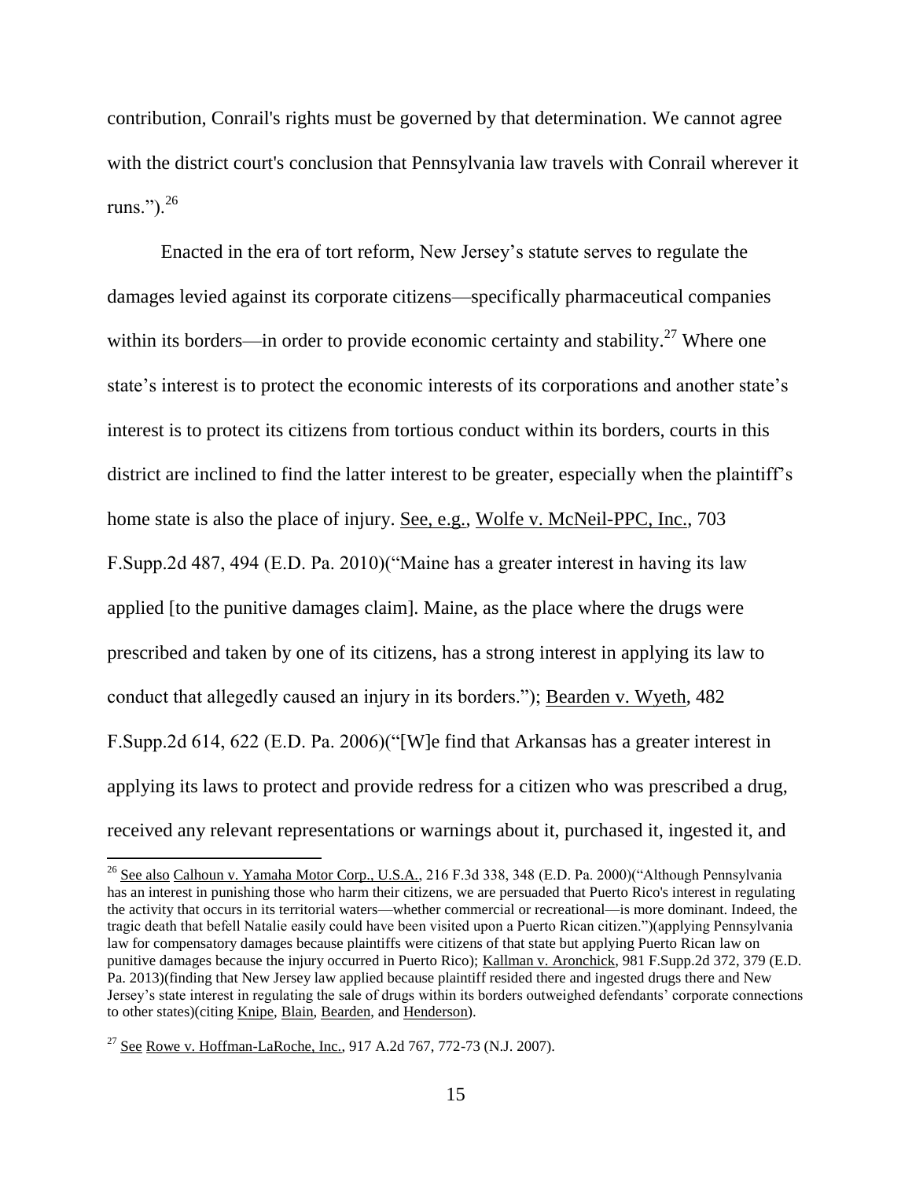contribution, Conrail's rights must be governed by that determination. We cannot agree with the district court's conclusion that Pennsylvania law travels with Conrail wherever it runs.").[26]

Enacted in the era of tort reform, New Jersey's statute serves to regulate the damages levied against its corporate citizens—specifically pharmaceutical companies within its borders—in order to provide economic certainty and stability.[27] Where one state's interest is to protect the economic interests of its corporations and another state's interest is to protect its citizens from tortious conduct within its borders, courts in this district are inclined to find the latter interest to be greater, especially when the plaintiff's home state is also the place of injury. See, e.g., Wolfe v. McNeil-PPC, Inc., 703 F.Supp.2d 487, 494 (E.D. Pa. 2010)("Maine has a greater interest in having its law applied [to the punitive damages claim]. Maine, as the place where the drugs were prescribed and taken by one of its citizens, has a strong interest in applying its law to conduct that allegedly caused an injury in its borders."); Bearden v. Wyeth, 482 F.Supp.2d 614, 622 (E.D. Pa. 2006)("[W]e find that Arkansas has a greater interest in applying its laws to protect and provide redress for a citizen who was prescribed a drug, received any relevant representations or warnings about it, purchased it, ingested it, and

---

[26] See also Calhoun v. Yamaha Motor Corp., U.S.A., 216 F.3d 338, 348 (E.D. Pa. 2000)("Although Pennsylvania has an interest in punishing those who harm their citizens, we are persuaded that Puerto Rico's interest in regulating the activity that occurs in its territorial waters—whether commercial or recreational—is more dominant. Indeed, the tragic death that befell Natalie easily could have been visited upon a Puerto Rican citizen.")(applying Pennsylvania law for compensatory damages because plaintiffs were citizens of that state but applying Puerto Rican law on punitive damages because the injury occurred in Puerto Rico); Kallman v. Aronchick, 981 F.Supp.2d 372, 379 (E.D. Pa. 2013)(finding that New Jersey law applied because plaintiff resided there and ingested drugs there and New Jersey's state interest in regulating the sale of drugs within its borders outweighed defendants' corporate connections to other states)(citing Knipe, Blain, Bearden, and Henderson).

[27] See Rowe v. Hoffman-LaRoche, Inc., 917 A.2d 767, 772-73 (N.J. 2007).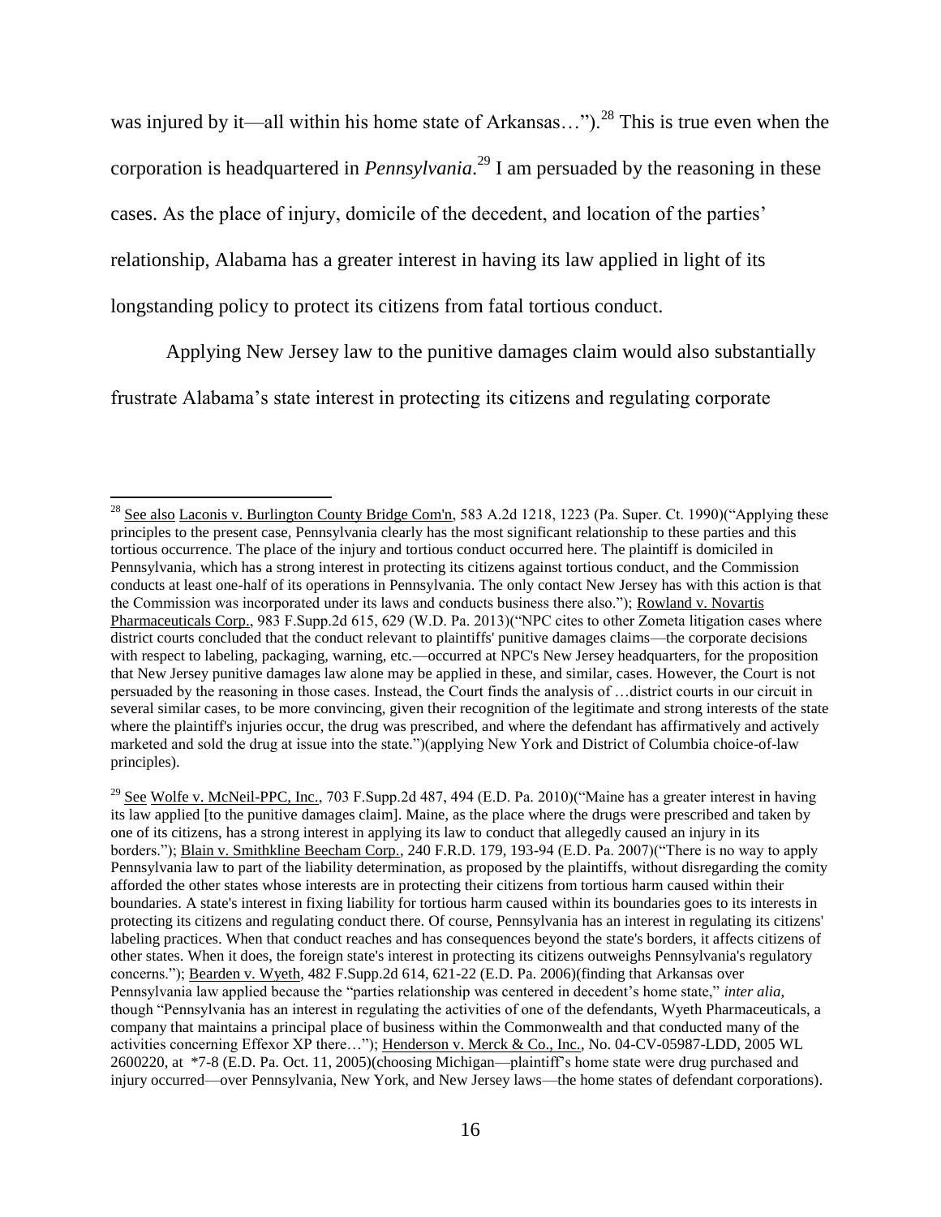was injured by it—all within his home state of Arkansas…").[28] This is true even when the corporation is headquartered in *Pennsylvania*.[29] I am persuaded by the reasoning in these cases. As the place of injury, domicile of the decedent, and location of the parties' relationship, Alabama has a greater interest in having its law applied in light of its longstanding policy to protect its citizens from fatal tortious conduct.

Applying New Jersey law to the punitive damages claim would also substantially frustrate Alabama's state interest in protecting its citizens and regulating corporate

---

[28] See also Laconis v. Burlington County Bridge Com'n, 583 A.2d 1218, 1223 (Pa. Super. Ct. 1990)("Applying these principles to the present case, Pennsylvania clearly has the most significant relationship to these parties and this tortious occurrence. The place of the injury and tortious conduct occurred here. The plaintiff is domiciled in Pennsylvania, which has a strong interest in protecting its citizens against tortious conduct, and the Commission conducts at least one-half of its operations in Pennsylvania. The only contact New Jersey has with this action is that the Commission was incorporated under its laws and conducts business there also."); Rowland v. Novartis Pharmaceuticals Corp., 983 F.Supp.2d 615, 629 (W.D. Pa. 2013)("NPC cites to other Zometa litigation cases where district courts concluded that the conduct relevant to plaintiffs' punitive damages claims—the corporate decisions with respect to labeling, packaging, warning, etc.—occurred at NPC's New Jersey headquarters, for the proposition that New Jersey punitive damages law alone may be applied in these, and similar, cases. However, the Court is not persuaded by the reasoning in those cases. Instead, the Court finds the analysis of …district courts in our circuit in several similar cases, to be more convincing, given their recognition of the legitimate and strong interests of the state where the plaintiff's injuries occur, the drug was prescribed, and where the defendant has affirmatively and actively marketed and sold the drug at issue into the state.")(applying New York and District of Columbia choice-of-law principles).

[29] See Wolfe v. McNeil-PPC, Inc., 703 F.Supp.2d 487, 494 (E.D. Pa. 2010)("Maine has a greater interest in having its law applied [to the punitive damages claim]. Maine, as the place where the drugs were prescribed and taken by one of its citizens, has a strong interest in applying its law to conduct that allegedly caused an injury in its borders."); Blain v. Smithkline Beecham Corp., 240 F.R.D. 179, 193-94 (E.D. Pa. 2007)("There is no way to apply Pennsylvania law to part of the liability determination, as proposed by the plaintiffs, without disregarding the comity afforded the other states whose interests are in protecting their citizens from tortious harm caused within their boundaries. A state's interest in fixing liability for tortious harm caused within its boundaries goes to its interests in protecting its citizens and regulating conduct there. Of course, Pennsylvania has an interest in regulating its citizens' labeling practices. When that conduct reaches and has consequences beyond the state's borders, it affects citizens of other states. When it does, the foreign state's interest in protecting its citizens outweighs Pennsylvania's regulatory concerns."); Bearden v. Wyeth, 482 F.Supp.2d 614, 621-22 (E.D. Pa. 2006)(finding that Arkansas over Pennsylvania law applied because the "parties relationship was centered in decedent's home state," *inter alia*, though "Pennsylvania has an interest in regulating the activities of one of the defendants, Wyeth Pharmaceuticals, a company that maintains a principal place of business within the Commonwealth and that conducted many of the activities concerning Effexor XP there…"); Henderson v. Merck & Co., Inc., No. 04-CV-05987-LDD, 2005 WL 2600220, at *7-8 (E.D. Pa. Oct. 11, 2005)(choosing Michigan—plaintiff's home state were drug purchased and injury occurred—over Pennsylvania, New York, and New Jersey laws—the home states of defendant corporations).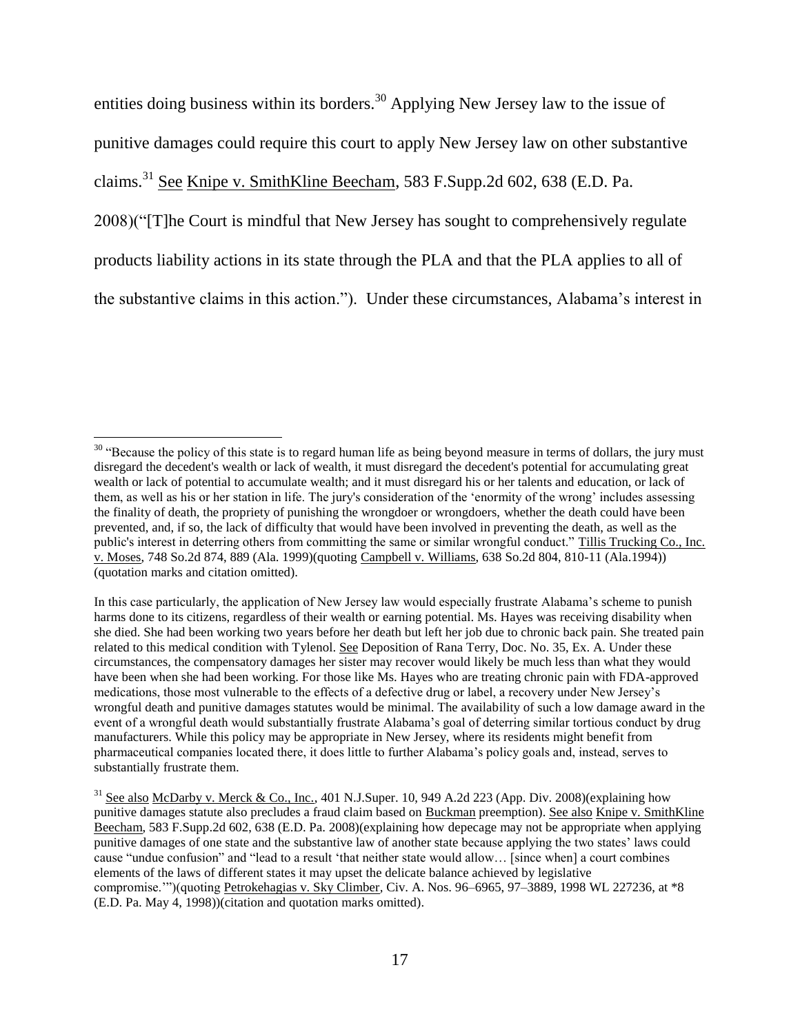entities doing business within its borders.[30] Applying New Jersey law to the issue of punitive damages could require this court to apply New Jersey law on other substantive claims.[31] See Knipe v. SmithKline Beecham, 583 F.Supp.2d 602, 638 (E.D. Pa. 2008)("[T]he Court is mindful that New Jersey has sought to comprehensively regulate products liability actions in its state through the PLA and that the PLA applies to all of the substantive claims in this action."). Under these circumstances, Alabama's interest in

---

[30] "Because the policy of this state is to regard human life as being beyond measure in terms of dollars, the jury must disregard the decedent's wealth or lack of wealth, it must disregard the decedent's potential for accumulating great wealth or lack of potential to accumulate wealth; and it must disregard his or her talents and education, or lack of them, as well as his or her station in life. The jury's consideration of the 'enormity of the wrong' includes assessing the finality of death, the propriety of punishing the wrongdoer or wrongdoers, whether the death could have been prevented, and, if so, the lack of difficulty that would have been involved in preventing the death, as well as the public's interest in deterring others from committing the same or similar wrongful conduct." Tillis Trucking Co., Inc. v. Moses, 748 So.2d 874, 889 (Ala. 1999)(quoting Campbell v. Williams, 638 So.2d 804, 810-11 (Ala.1994)) (quotation marks and citation omitted).

In this case particularly, the application of New Jersey law would especially frustrate Alabama's scheme to punish harms done to its citizens, regardless of their wealth or earning potential. Ms. Hayes was receiving disability when she died. She had been working two years before her death but left her job due to chronic back pain. She treated pain related to this medical condition with Tylenol. See Deposition of Rana Terry, Doc. No. 35, Ex. A. Under these circumstances, the compensatory damages her sister may recover would likely be much less than what they would have been when she had been working. For those like Ms. Hayes who are treating chronic pain with FDA-approved medications, those most vulnerable to the effects of a defective drug or label, a recovery under New Jersey's wrongful death and punitive damages statutes would be minimal. The availability of such a low damage award in the event of a wrongful death would substantially frustrate Alabama's goal of deterring similar tortious conduct by drug manufacturers. While this policy may be appropriate in New Jersey, where its residents might benefit from pharmaceutical companies located there, it does little to further Alabama's policy goals and, instead, serves to substantially frustrate them.

[31] See also McDarby v. Merck & Co., Inc., 401 N.J.Super. 10, 949 A.2d 223 (App. Div. 2008)(explaining how punitive damages statute also precludes a fraud claim based on Buckman preemption). See also Knipe v. SmithKline Beecham, 583 F.Supp.2d 602, 638 (E.D. Pa. 2008)(explaining how depecage may not be appropriate when applying punitive damages of one state and the substantive law of another state because applying the two states' laws could cause "undue confusion" and "lead to a result 'that neither state would allow… [since when] a court combines elements of the laws of different states it may upset the delicate balance achieved by legislative compromise.'")(quoting Petrokehagias v. Sky Climber, Civ. A. Nos. 96–6965, 97–3889, 1998 WL 227236, at *8 (E.D. Pa. May 4, 1998))(citation and quotation marks omitted).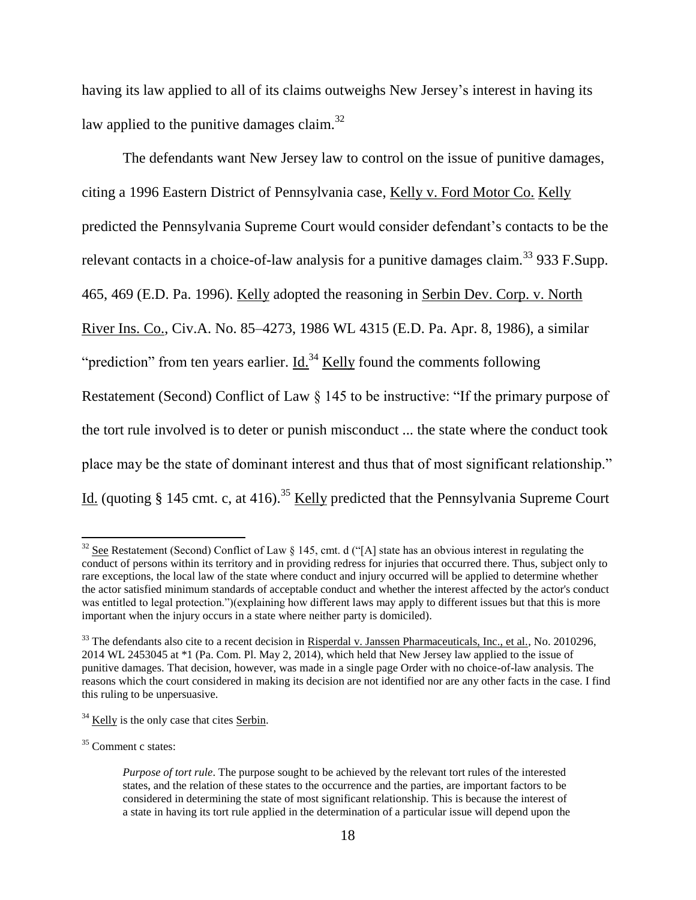having its law applied to all of its claims outweighs New Jersey's interest in having its law applied to the punitive damages claim.[32]

The defendants want New Jersey law to control on the issue of punitive damages, citing a 1996 Eastern District of Pennsylvania case, Kelly v. Ford Motor Co. Kelly predicted the Pennsylvania Supreme Court would consider defendant's contacts to be the relevant contacts in a choice-of-law analysis for a punitive damages claim.[33] 933 F.Supp. 465, 469 (E.D. Pa. 1996). Kelly adopted the reasoning in Serbin Dev. Corp. v. North River Ins. Co., Civ.A. No. 85–4273, 1986 WL 4315 (E.D. Pa. Apr. 8, 1986), a similar "prediction" from ten years earlier. Id.[34] Kelly found the comments following Restatement (Second) Conflict of Law § 145 to be instructive: "If the primary purpose of the tort rule involved is to deter or punish misconduct ... the state where the conduct took place may be the state of dominant interest and thus that of most significant relationship." Id. (quoting § 145 cmt. c, at 416).[35] Kelly predicted that the Pennsylvania Supreme Court

---

[32] See Restatement (Second) Conflict of Law § 145, cmt. d ("[A] state has an obvious interest in regulating the conduct of persons within its territory and in providing redress for injuries that occurred there. Thus, subject only to rare exceptions, the local law of the state where conduct and injury occurred will be applied to determine whether the actor satisfied minimum standards of acceptable conduct and whether the interest affected by the actor's conduct was entitled to legal protection.")(explaining how different laws may apply to different issues but that this is more important when the injury occurs in a state where neither party is domiciled).

[33] The defendants also cite to a recent decision in Risperdal v. Janssen Pharmaceuticals, Inc., et al., No. 2010296, 2014 WL 2453045 at *1 (Pa. Com. Pl. May 2, 2014), which held that New Jersey law applied to the issue of punitive damages. That decision, however, was made in a single page Order with no choice-of-law analysis. The reasons which the court considered in making its decision are not identified nor are any other facts in the case. I find this ruling to be unpersuasive.

[34] Kelly is the only case that cites Serbin.

[35] Comment c states:

> *Purpose of tort rule*. The purpose sought to be achieved by the relevant tort rules of the interested states, and the relation of these states to the occurrence and the parties, are important factors to be considered in determining the state of most significant relationship. This is because the interest of a state in having its tort rule applied in the determination of a particular issue will depend upon the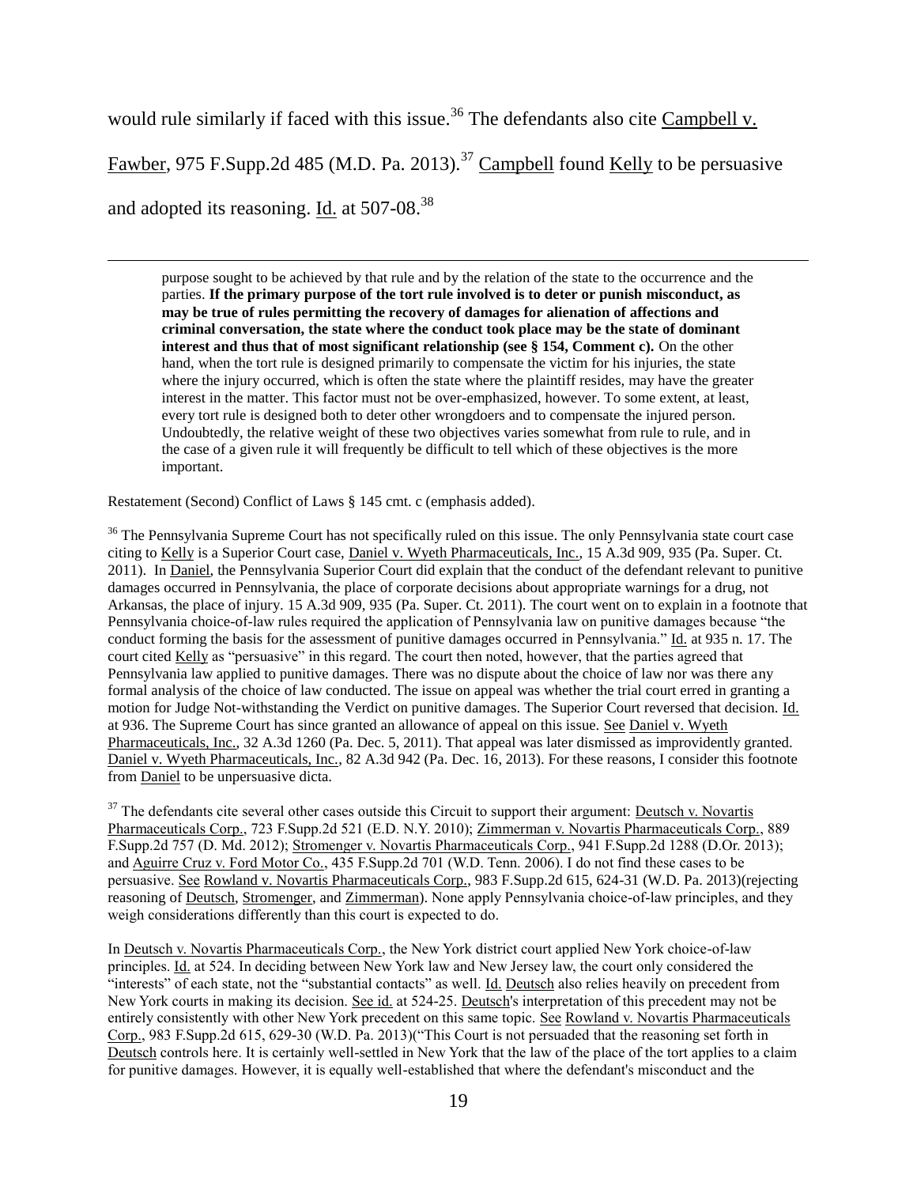would rule similarly if faced with this issue.[36] The defendants also cite Campbell v. Fawber, 975 F.Supp.2d 485 (M.D. Pa. 2013).[37] Campbell found Kelly to be persuasive and adopted its reasoning. Id. at 507-08.[38]

---

purpose sought to be achieved by that rule and by the relation of the state to the occurrence and the parties. **If the primary purpose of the tort rule involved is to deter or punish misconduct, as may be true of rules permitting the recovery of damages for alienation of affections and criminal conversation, the state where the conduct took place may be the state of dominant interest and thus that of most significant relationship (see § 154, Comment c).** On the other hand, when the tort rule is designed primarily to compensate the victim for his injuries, the state where the injury occurred, which is often the state where the plaintiff resides, may have the greater interest in the matter. This factor must not be over-emphasized, however. To some extent, at least, every tort rule is designed both to deter other wrongdoers and to compensate the injured person. Undoubtedly, the relative weight of these two objectives varies somewhat from rule to rule, and in the case of a given rule it will frequently be difficult to tell which of these objectives is the more important.

Restatement (Second) Conflict of Laws § 145 cmt. c (emphasis added).

[36] The Pennsylvania Supreme Court has not specifically ruled on this issue. The only Pennsylvania state court case citing to Kelly is a Superior Court case, Daniel v. Wyeth Pharmaceuticals, Inc., 15 A.3d 909, 935 (Pa. Super. Ct. 2011). In Daniel, the Pennsylvania Superior Court did explain that the conduct of the defendant relevant to punitive damages occurred in Pennsylvania, the place of corporate decisions about appropriate warnings for a drug, not Arkansas, the place of injury. 15 A.3d 909, 935 (Pa. Super. Ct. 2011). The court went on to explain in a footnote that Pennsylvania choice-of-law rules required the application of Pennsylvania law on punitive damages because "the conduct forming the basis for the assessment of punitive damages occurred in Pennsylvania." Id. at 935 n. 17. The court cited Kelly as "persuasive" in this regard. The court then noted, however, that the parties agreed that Pennsylvania law applied to punitive damages. There was no dispute about the choice of law nor was there any formal analysis of the choice of law conducted. The issue on appeal was whether the trial court erred in granting a motion for Judge Not-withstanding the Verdict on punitive damages. The Superior Court reversed that decision. Id. at 936. The Supreme Court has since granted an allowance of appeal on this issue. See Daniel v. Wyeth Pharmaceuticals, Inc., 32 A.3d 1260 (Pa. Dec. 5, 2011). That appeal was later dismissed as improvidently granted. Daniel v. Wyeth Pharmaceuticals, Inc., 82 A.3d 942 (Pa. Dec. 16, 2013). For these reasons, I consider this footnote from Daniel to be unpersuasive dicta.

[37] The defendants cite several other cases outside this Circuit to support their argument: Deutsch v. Novartis Pharmaceuticals Corp., 723 F.Supp.2d 521 (E.D. N.Y. 2010); Zimmerman v. Novartis Pharmaceuticals Corp., 889 F.Supp.2d 757 (D. Md. 2012); Stromenger v. Novartis Pharmaceuticals Corp., 941 F.Supp.2d 1288 (D.Or. 2013); and Aguirre Cruz v. Ford Motor Co., 435 F.Supp.2d 701 (W.D. Tenn. 2006). I do not find these cases to be persuasive. See Rowland v. Novartis Pharmaceuticals Corp., 983 F.Supp.2d 615, 624-31 (W.D. Pa. 2013)(rejecting reasoning of Deutsch, Stromenger, and Zimmerman). None apply Pennsylvania choice-of-law principles, and they weigh considerations differently than this court is expected to do.

In Deutsch v. Novartis Pharmaceuticals Corp., the New York district court applied New York choice-of-law principles. Id. at 524. In deciding between New York law and New Jersey law, the court only considered the "interests" of each state, not the "substantial contacts" as well. Id. Deutsch also relies heavily on precedent from New York courts in making its decision. See id. at 524-25. Deutsch's interpretation of this precedent may not be entirely consistently with other New York precedent on this same topic. See Rowland v. Novartis Pharmaceuticals Corp., 983 F.Supp.2d 615, 629-30 (W.D. Pa. 2013)("This Court is not persuaded that the reasoning set forth in Deutsch controls here. It is certainly well-settled in New York that the law of the place of the tort applies to a claim for punitive damages. However, it is equally well-established that where the defendant's misconduct and the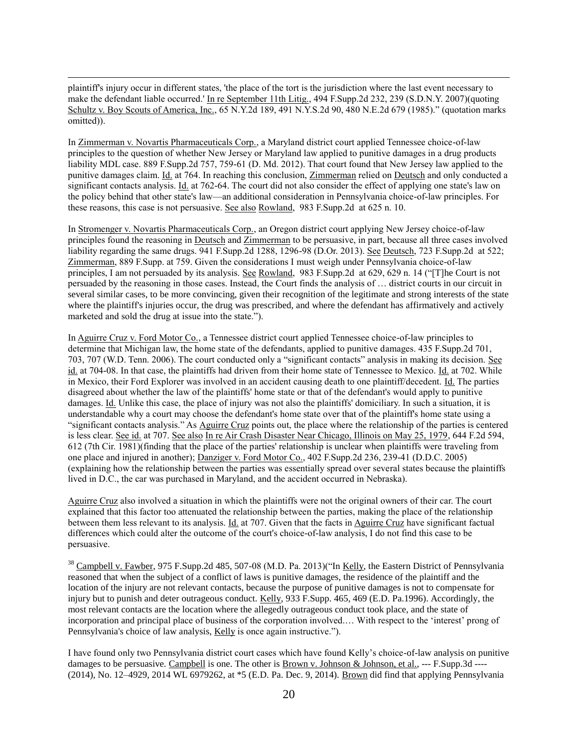plaintiff's injury occur in different states, 'the place of the tort is the jurisdiction where the last event necessary to make the defendant liable occurred.' In re September 11th Litig., 494 F.Supp.2d 232, 239 (S.D.N.Y. 2007)(quoting Schultz v. Boy Scouts of America, Inc., 65 N.Y.2d 189, 491 N.Y.S.2d 90, 480 N.E.2d 679 (1985)." (quotation marks omitted)).

In Zimmerman v. Novartis Pharmaceuticals Corp., a Maryland district court applied Tennessee choice-of-law principles to the question of whether New Jersey or Maryland law applied to punitive damages in a drug products liability MDL case. 889 F.Supp.2d 757, 759-61 (D. Md. 2012). That court found that New Jersey law applied to the punitive damages claim. Id. at 764. In reaching this conclusion, Zimmerman relied on Deutsch and only conducted a significant contacts analysis. Id. at 762-64. The court did not also consider the effect of applying one state's law on the policy behind that other state's law—an additional consideration in Pennsylvania choice-of-law principles. For these reasons, this case is not persuasive. See also Rowland, 983 F.Supp.2d at 625 n. 10.

In Stromenger v. Novartis Pharmaceuticals Corp., an Oregon district court applying New Jersey choice-of-law principles found the reasoning in Deutsch and Zimmerman to be persuasive, in part, because all three cases involved liability regarding the same drugs. 941 F.Supp.2d 1288, 1296-98 (D.Or. 2013). See Deutsch, 723 F.Supp.2d at 522; Zimmerman, 889 F.Supp. at 759. Given the considerations I must weigh under Pennsylvania choice-of-law principles, I am not persuaded by its analysis. See Rowland, 983 F.Supp.2d at 629, 629 n. 14 ("[T]he Court is not persuaded by the reasoning in those cases. Instead, the Court finds the analysis of … district courts in our circuit in several similar cases, to be more convincing, given their recognition of the legitimate and strong interests of the state where the plaintiff's injuries occur, the drug was prescribed, and where the defendant has affirmatively and actively marketed and sold the drug at issue into the state.").

In Aguirre Cruz v. Ford Motor Co., a Tennessee district court applied Tennessee choice-of-law principles to determine that Michigan law, the home state of the defendants, applied to punitive damages. 435 F.Supp.2d 701, 703, 707 (W.D. Tenn. 2006). The court conducted only a "significant contacts" analysis in making its decision. See id. at 704-08. In that case, the plaintiffs had driven from their home state of Tennessee to Mexico. Id. at 702. While in Mexico, their Ford Explorer was involved in an accident causing death to one plaintiff/decedent. Id. The parties disagreed about whether the law of the plaintiffs' home state or that of the defendant's would apply to punitive damages. Id. Unlike this case, the place of injury was not also the plaintiffs' domiciliary. In such a situation, it is understandable why a court may choose the defendant's home state over that of the plaintiff's home state using a "significant contacts analysis." As Aguirre Cruz points out, the place where the relationship of the parties is centered is less clear. See id. at 707. See also In re Air Crash Disaster Near Chicago, Illinois on May 25, 1979, 644 F.2d 594, 612 (7th Cir. 1981)(finding that the place of the parties' relationship is unclear when plaintiffs were traveling from one place and injured in another); Danziger v. Ford Motor Co., 402 F.Supp.2d 236, 239-41 (D.D.C. 2005) (explaining how the relationship between the parties was essentially spread over several states because the plaintiffs lived in D.C., the car was purchased in Maryland, and the accident occurred in Nebraska).

Aguirre Cruz also involved a situation in which the plaintiffs were not the original owners of their car. The court explained that this factor too attenuated the relationship between the parties, making the place of the relationship between them less relevant to its analysis. Id. at 707. Given that the facts in Aguirre Cruz have significant factual differences which could alter the outcome of the court's choice-of-law analysis, I do not find this case to be persuasive.

[38] Campbell v. Fawber, 975 F.Supp.2d 485, 507-08 (M.D. Pa. 2013)("In Kelly, the Eastern District of Pennsylvania reasoned that when the subject of a conflict of laws is punitive damages, the residence of the plaintiff and the location of the injury are not relevant contacts, because the purpose of punitive damages is not to compensate for injury but to punish and deter outrageous conduct. Kelly, 933 F.Supp. 465, 469 (E.D. Pa.1996). Accordingly, the most relevant contacts are the location where the allegedly outrageous conduct took place, and the state of incorporation and principal place of business of the corporation involved.… With respect to the 'interest' prong of Pennsylvania's choice of law analysis, Kelly is once again instructive.").

I have found only two Pennsylvania district court cases which have found Kelly's choice-of-law analysis on punitive damages to be persuasive. Campbell is one. The other is Brown v. Johnson & Johnson, et al., --- F.Supp.3d ---- (2014), No. 12–4929, 2014 WL 6979262, at *5 (E.D. Pa. Dec. 9, 2014). Brown did find that applying Pennsylvania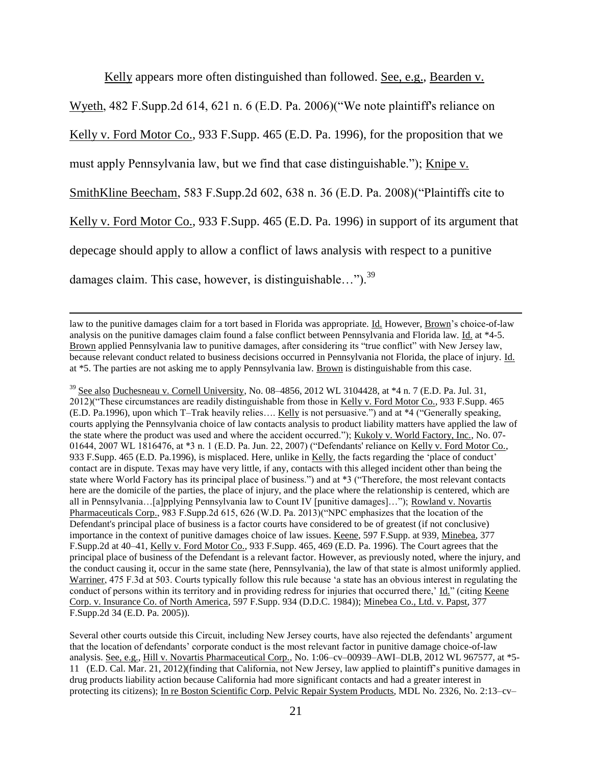Kelly appears more often distinguished than followed. See, e.g., Bearden v. Wyeth, 482 F.Supp.2d 614, 621 n. 6 (E.D. Pa. 2006)("We note plaintiff's reliance on Kelly v. Ford Motor Co., 933 F.Supp. 465 (E.D. Pa. 1996), for the proposition that we must apply Pennsylvania law, but we find that case distinguishable."); Knipe v. SmithKline Beecham, 583 F.Supp.2d 602, 638 n. 36 (E.D. Pa. 2008)("Plaintiffs cite to Kelly v. Ford Motor Co., 933 F.Supp. 465 (E.D. Pa. 1996) in support of its argument that depecage should apply to allow a conflict of laws analysis with respect to a punitive damages claim. This case, however, is distinguishable…").[39]

---

law to the punitive damages claim for a tort based in Florida was appropriate. Id. However, Brown's choice-of-law analysis on the punitive damages claim found a false conflict between Pennsylvania and Florida law. Id. at *4-5. Brown applied Pennsylvania law to punitive damages, after considering its "true conflict" with New Jersey law, because relevant conduct related to business decisions occurred in Pennsylvania not Florida, the place of injury. Id. at *5. The parties are not asking me to apply Pennsylvania law. Brown is distinguishable from this case.

[39] See also Duchesneau v. Cornell University, No. 08–4856, 2012 WL 3104428, at *4 n. 7 (E.D. Pa. Jul. 31, 2012)("These circumstances are readily distinguishable from those in Kelly v. Ford Motor Co., 933 F.Supp. 465 (E.D. Pa.1996), upon which T–Trak heavily relies…. Kelly is not persuasive.") and at *4 ("Generally speaking, courts applying the Pennsylvania choice of law contacts analysis to product liability matters have applied the law of the state where the product was used and where the accident occurred."); Kukoly v. World Factory, Inc., No. 07-01644, 2007 WL 1816476, at *3 n. 1 (E.D. Pa. Jun. 22, 2007) ("Defendants' reliance on Kelly v. Ford Motor Co., 933 F.Supp. 465 (E.D. Pa.1996), is misplaced. Here, unlike in Kelly, the facts regarding the 'place of conduct' contact are in dispute. Texas may have very little, if any, contacts with this alleged incident other than being the state where World Factory has its principal place of business.") and at *3 ("Therefore, the most relevant contacts here are the domicile of the parties, the place of injury, and the place where the relationship is centered, which are all in Pennsylvania…[a]pplying Pennsylvania law to Count IV [punitive damages]…"); Rowland v. Novartis Pharmaceuticals Corp., 983 F.Supp.2d 615, 626 (W.D. Pa. 2013)("NPC emphasizes that the location of the Defendant's principal place of business is a factor courts have considered to be of greatest (if not conclusive) importance in the context of punitive damages choice of law issues. Keene, 597 F.Supp. at 939, Minebea, 377 F.Supp.2d at 40–41, Kelly v. Ford Motor Co., 933 F.Supp. 465, 469 (E.D. Pa. 1996). The Court agrees that the principal place of business of the Defendant is a relevant factor. However, as previously noted, where the injury, and the conduct causing it, occur in the same state (here, Pennsylvania), the law of that state is almost uniformly applied. Warriner, 475 F.3d at 503. Courts typically follow this rule because 'a state has an obvious interest in regulating the conduct of persons within its territory and in providing redress for injuries that occurred there,' Id." (citing Keene Corp. v. Insurance Co. of North America, 597 F.Supp. 934 (D.D.C. 1984)); Minebea Co., Ltd. v. Papst, 377 F.Supp.2d 34 (E.D. Pa. 2005)).

Several other courts outside this Circuit, including New Jersey courts, have also rejected the defendants' argument that the location of defendants' corporate conduct is the most relevant factor in punitive damage choice-of-law analysis. See, e.g., Hill v. Novartis Pharmaceutical Corp., No. 1:06–cv–00939–AWI–DLB, 2012 WL 967577, at *5-11 (E.D. Cal. Mar. 21, 2012)(finding that California, not New Jersey, law applied to plaintiff's punitive damages in drug products liability action because California had more significant contacts and had a greater interest in protecting its citizens); In re Boston Scientific Corp. Pelvic Repair System Products, MDL No. 2326, No. 2:13–cv–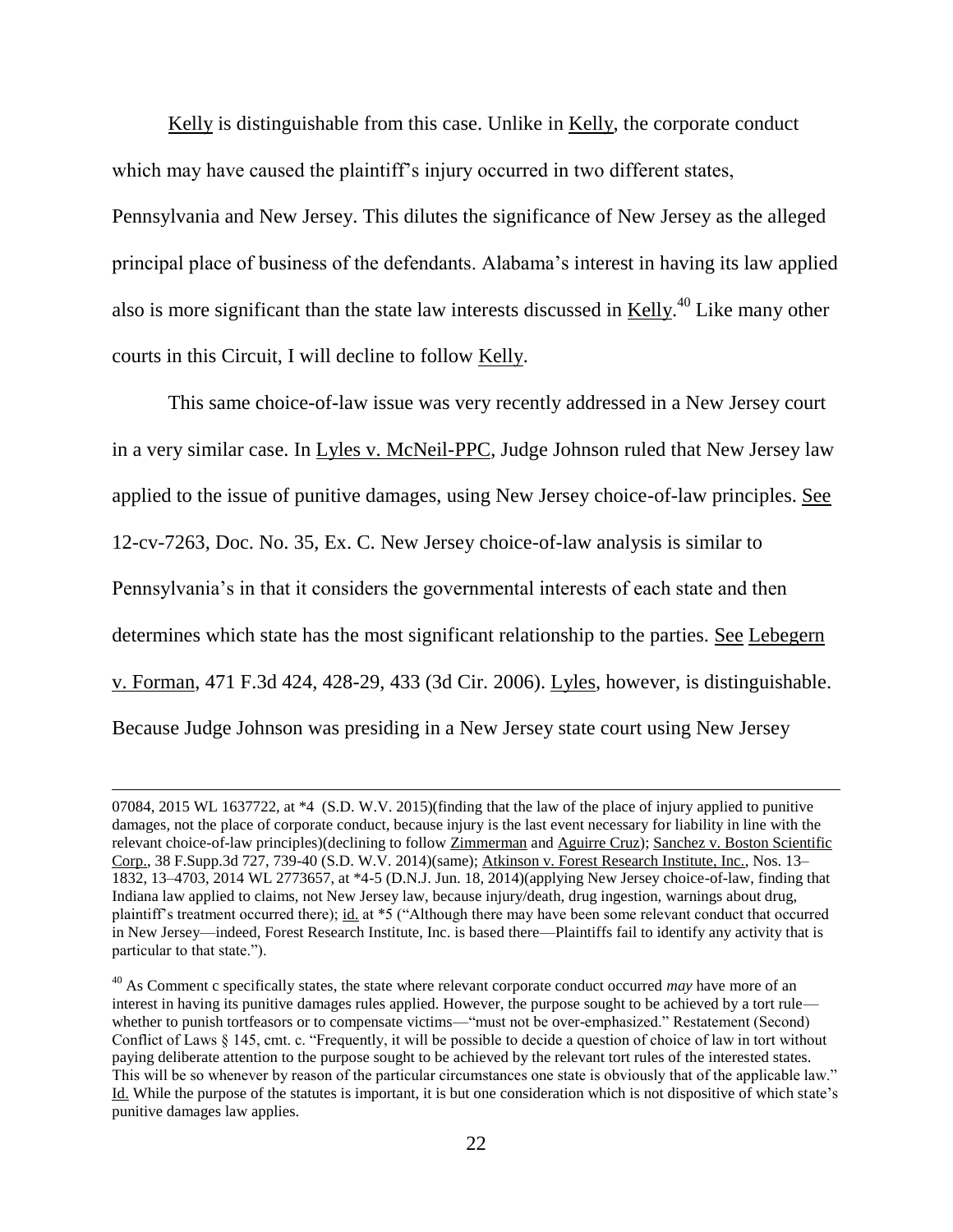Kelly is distinguishable from this case. Unlike in Kelly, the corporate conduct which may have caused the plaintiff's injury occurred in two different states, Pennsylvania and New Jersey. This dilutes the significance of New Jersey as the alleged principal place of business of the defendants. Alabama's interest in having its law applied also is more significant than the state law interests discussed in Kelly.[40] Like many other courts in this Circuit, I will decline to follow Kelly.

This same choice-of-law issue was very recently addressed in a New Jersey court in a very similar case. In Lyles v. McNeil-PPC, Judge Johnson ruled that New Jersey law applied to the issue of punitive damages, using New Jersey choice-of-law principles. See 12-cv-7263, Doc. No. 35, Ex. C. New Jersey choice-of-law analysis is similar to Pennsylvania's in that it considers the governmental interests of each state and then determines which state has the most significant relationship to the parties. See Lebegern v. Forman, 471 F.3d 424, 428-29, 433 (3d Cir. 2006). Lyles, however, is distinguishable. Because Judge Johnson was presiding in a New Jersey state court using New Jersey

---

07084, 2015 WL 1637722, at *4 (S.D. W.V. 2015)(finding that the law of the place of injury applied to punitive damages, not the place of corporate conduct, because injury is the last event necessary for liability in line with the relevant choice-of-law principles)(declining to follow Zimmerman and Aguirre Cruz); Sanchez v. Boston Scientific Corp., 38 F.Supp.3d 727, 739-40 (S.D. W.V. 2014)(same); Atkinson v. Forest Research Institute, Inc., Nos. 13–1832, 13–4703, 2014 WL 2773657, at *4-5 (D.N.J. Jun. 18, 2014)(applying New Jersey choice-of-law, finding that Indiana law applied to claims, not New Jersey law, because injury/death, drug ingestion, warnings about drug, plaintiff's treatment occurred there); id. at *5 ("Although there may have been some relevant conduct that occurred in New Jersey—indeed, Forest Research Institute, Inc. is based there—Plaintiffs fail to identify any activity that is particular to that state.").

[40] As Comment c specifically states, the state where relevant corporate conduct occurred *may* have more of an interest in having its punitive damages rules applied. However, the purpose sought to be achieved by a tort rule—whether to punish tortfeasors or to compensate victims—"must not be over-emphasized." Restatement (Second) Conflict of Laws § 145, cmt. c. "Frequently, it will be possible to decide a question of choice of law in tort without paying deliberate attention to the purpose sought to be achieved by the relevant tort rules of the interested states. This will be so whenever by reason of the particular circumstances one state is obviously that of the applicable law." Id. While the purpose of the statutes is important, it is but one consideration which is not dispositive of which state's punitive damages law applies.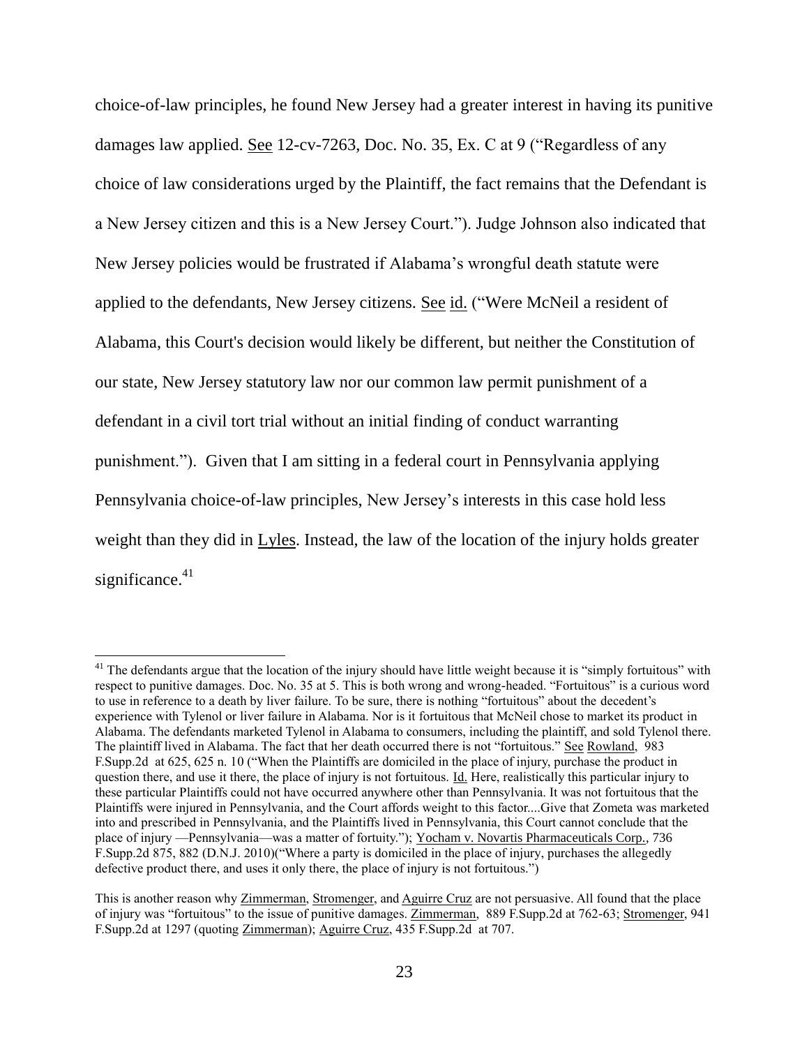choice-of-law principles, he found New Jersey had a greater interest in having its punitive damages law applied. See 12-cv-7263, Doc. No. 35, Ex. C at 9 ("Regardless of any choice of law considerations urged by the Plaintiff, the fact remains that the Defendant is a New Jersey citizen and this is a New Jersey Court."). Judge Johnson also indicated that New Jersey policies would be frustrated if Alabama's wrongful death statute were applied to the defendants, New Jersey citizens. See id. ("Were McNeil a resident of Alabama, this Court's decision would likely be different, but neither the Constitution of our state, New Jersey statutory law nor our common law permit punishment of a defendant in a civil tort trial without an initial finding of conduct warranting punishment."). Given that I am sitting in a federal court in Pennsylvania applying Pennsylvania choice-of-law principles, New Jersey's interests in this case hold less weight than they did in Lyles. Instead, the law of the location of the injury holds greater significance.[41]

---

[41] The defendants argue that the location of the injury should have little weight because it is "simply fortuitous" with respect to punitive damages. Doc. No. 35 at 5. This is both wrong and wrong-headed. "Fortuitous" is a curious word to use in reference to a death by liver failure. To be sure, there is nothing "fortuitous" about the decedent's experience with Tylenol or liver failure in Alabama. Nor is it fortuitous that McNeil chose to market its product in Alabama. The defendants marketed Tylenol in Alabama to consumers, including the plaintiff, and sold Tylenol there. The plaintiff lived in Alabama. The fact that her death occurred there is not "fortuitous." See Rowland, 983 F.Supp.2d at 625, 625 n. 10 ("When the Plaintiffs are domiciled in the place of injury, purchase the product in question there, and use it there, the place of injury is not fortuitous. Id. Here, realistically this particular injury to these particular Plaintiffs could not have occurred anywhere other than Pennsylvania. It was not fortuitous that the Plaintiffs were injured in Pennsylvania, and the Court affords weight to this factor....Give that Zometa was marketed into and prescribed in Pennsylvania, and the Plaintiffs lived in Pennsylvania, this Court cannot conclude that the place of injury —Pennsylvania—was a matter of fortuity."); Yocham v. Novartis Pharmaceuticals Corp., 736 F.Supp.2d 875, 882 (D.N.J. 2010)("Where a party is domiciled in the place of injury, purchases the allegedly defective product there, and uses it only there, the place of injury is not fortuitous.")

This is another reason why Zimmerman, Stromenger, and Aguirre Cruz are not persuasive. All found that the place of injury was "fortuitous" to the issue of punitive damages. Zimmerman, 889 F.Supp.2d at 762-63; Stromenger, 941 F.Supp.2d at 1297 (quoting Zimmerman); Aguirre Cruz, 435 F.Supp.2d at 707.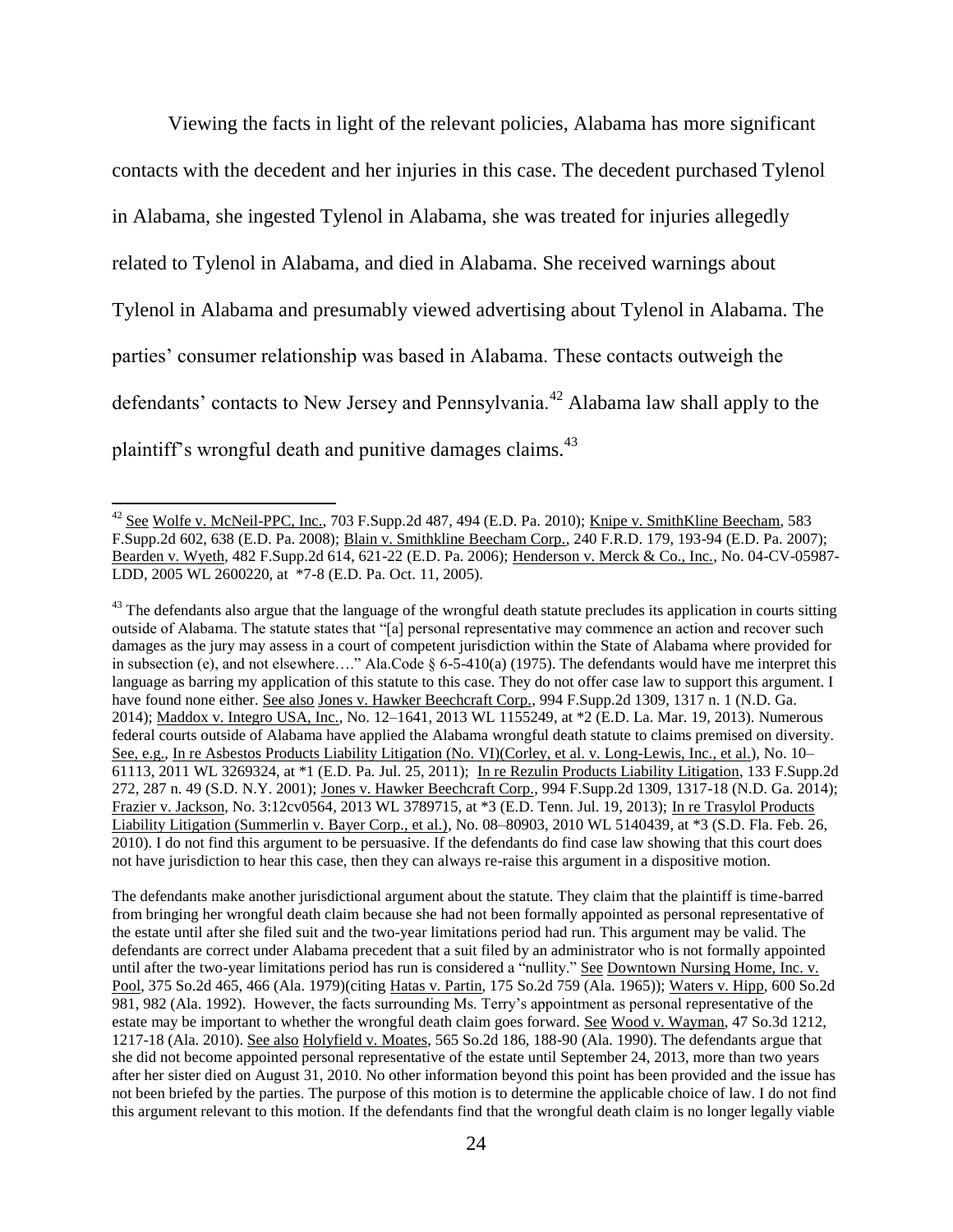Viewing the facts in light of the relevant policies, Alabama has more significant contacts with the decedent and her injuries in this case. The decedent purchased Tylenol in Alabama, she ingested Tylenol in Alabama, she was treated for injuries allegedly related to Tylenol in Alabama, and died in Alabama. She received warnings about Tylenol in Alabama and presumably viewed advertising about Tylenol in Alabama. The parties' consumer relationship was based in Alabama. These contacts outweigh the defendants' contacts to New Jersey and Pennsylvania.[42] Alabama law shall apply to the plaintiff's wrongful death and punitive damages claims.[43]

---

[42] See Wolfe v. McNeil-PPC, Inc., 703 F.Supp.2d 487, 494 (E.D. Pa. 2010); Knipe v. SmithKline Beecham, 583 F.Supp.2d 602, 638 (E.D. Pa. 2008); Blain v. Smithkline Beecham Corp., 240 F.R.D. 179, 193-94 (E.D. Pa. 2007); Bearden v. Wyeth, 482 F.Supp.2d 614, 621-22 (E.D. Pa. 2006); Henderson v. Merck & Co., Inc., No. 04-CV-05987-LDD, 2005 WL 2600220, at \*7-8 (E.D. Pa. Oct. 11, 2005).

[43] The defendants also argue that the language of the wrongful death statute precludes its application in courts sitting outside of Alabama. The statute states that "[a] personal representative may commence an action and recover such damages as the jury may assess in a court of competent jurisdiction within the State of Alabama where provided for in subsection (e), and not elsewhere…." Ala.Code § 6-5-410(a) (1975). The defendants would have me interpret this language as barring my application of this statute to this case. They do not offer case law to support this argument. I have found none either. See also Jones v. Hawker Beechcraft Corp., 994 F.Supp.2d 1309, 1317 n. 1 (N.D. Ga. 2014); Maddox v. Integro USA, Inc., No. 12–1641, 2013 WL 1155249, at \*2 (E.D. La. Mar. 19, 2013). Numerous federal courts outside of Alabama have applied the Alabama wrongful death statute to claims premised on diversity. See, e.g., In re Asbestos Products Liability Litigation (No. VI)(Corley, et al. v. Long-Lewis, Inc., et al.), No. 10–61113, 2011 WL 3269324, at \*1 (E.D. Pa. Jul. 25, 2011); In re Rezulin Products Liability Litigation, 133 F.Supp.2d 272, 287 n. 49 (S.D. N.Y. 2001); Jones v. Hawker Beechcraft Corp., 994 F.Supp.2d 1309, 1317-18 (N.D. Ga. 2014); Frazier v. Jackson, No. 3:12cv0564, 2013 WL 3789715, at \*3 (E.D. Tenn. Jul. 19, 2013); In re Trasylol Products Liability Litigation (Summerlin v. Bayer Corp., et al.), No. 08–80903, 2010 WL 5140439, at \*3 (S.D. Fla. Feb. 26, 2010). I do not find this argument to be persuasive. If the defendants do find case law showing that this court does not have jurisdiction to hear this case, then they can always re-raise this argument in a dispositive motion.

The defendants make another jurisdictional argument about the statute. They claim that the plaintiff is time-barred from bringing her wrongful death claim because she had not been formally appointed as personal representative of the estate until after she filed suit and the two-year limitations period had run. This argument may be valid. The defendants are correct under Alabama precedent that a suit filed by an administrator who is not formally appointed until after the two-year limitations period has run is considered a "nullity." See Downtown Nursing Home, Inc. v. Pool, 375 So.2d 465, 466 (Ala. 1979)(citing Hatas v. Partin, 175 So.2d 759 (Ala. 1965)); Waters v. Hipp, 600 So.2d 981, 982 (Ala. 1992). However, the facts surrounding Ms. Terry's appointment as personal representative of the estate may be important to whether the wrongful death claim goes forward. See Wood v. Wayman, 47 So.3d 1212, 1217-18 (Ala. 2010). See also Holyfield v. Moates, 565 So.2d 186, 188-90 (Ala. 1990). The defendants argue that she did not become appointed personal representative of the estate until September 24, 2013, more than two years after her sister died on August 31, 2010. No other information beyond this point has been provided and the issue has not been briefed by the parties. The purpose of this motion is to determine the applicable choice of law. I do not find this argument relevant to this motion. If the defendants find that the wrongful death claim is no longer legally viable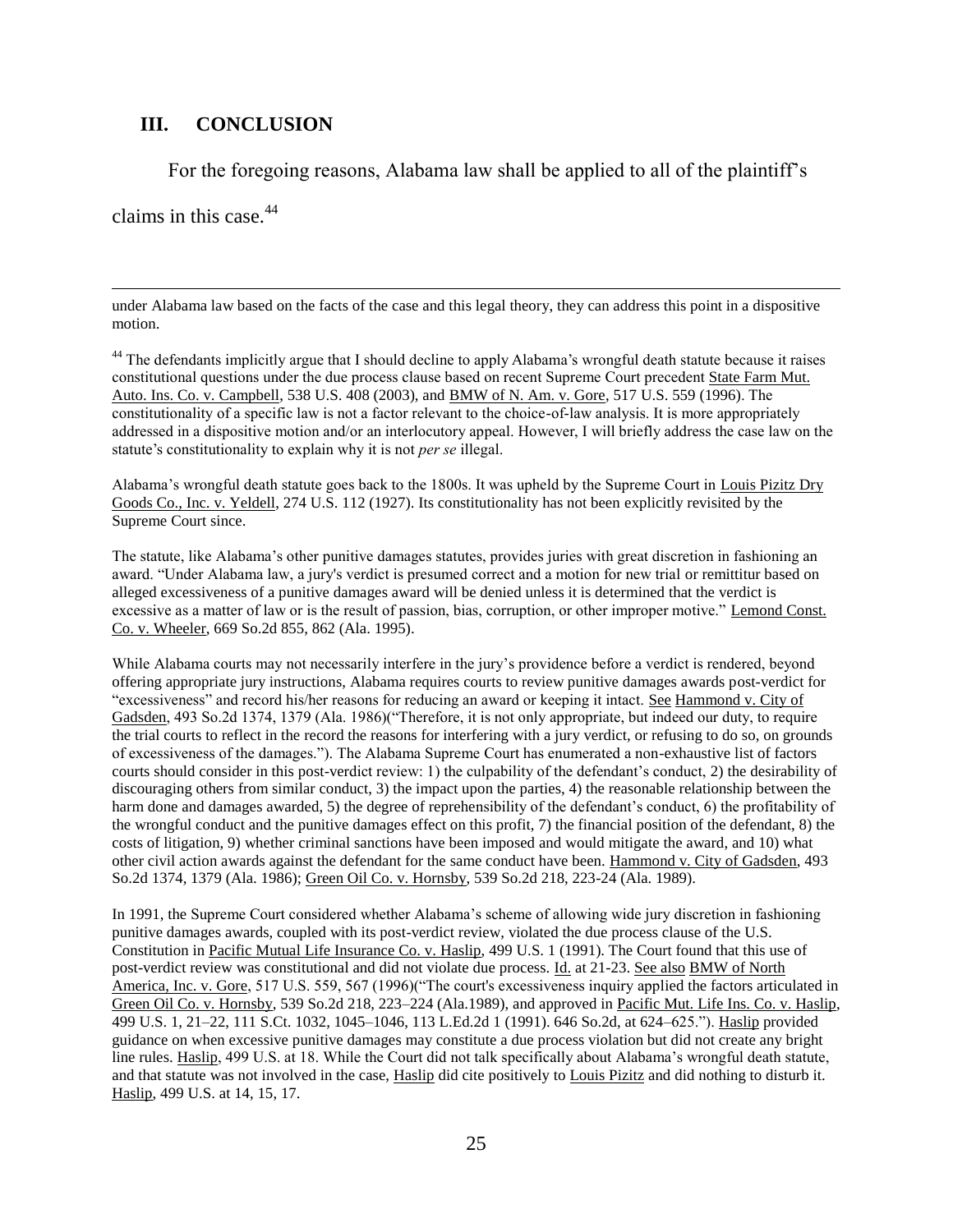## III. CONCLUSION

For the foregoing reasons, Alabama law shall be applied to all of the plaintiff's claims in this case.[44]

---

under Alabama law based on the facts of the case and this legal theory, they can address this point in a dispositive motion.

[44] The defendants implicitly argue that I should decline to apply Alabama's wrongful death statute because it raises constitutional questions under the due process clause based on recent Supreme Court precedent State Farm Mut. Auto. Ins. Co. v. Campbell, 538 U.S. 408 (2003), and BMW of N. Am. v. Gore, 517 U.S. 559 (1996). The constitutionality of a specific law is not a factor relevant to the choice-of-law analysis. It is more appropriately addressed in a dispositive motion and/or an interlocutory appeal. However, I will briefly address the case law on the statute's constitutionality to explain why it is not *per se* illegal.

Alabama's wrongful death statute goes back to the 1800s. It was upheld by the Supreme Court in Louis Pizitz Dry Goods Co., Inc. v. Yeldell, 274 U.S. 112 (1927). Its constitutionality has not been explicitly revisited by the Supreme Court since.

The statute, like Alabama's other punitive damages statutes, provides juries with great discretion in fashioning an award. "Under Alabama law, a jury's verdict is presumed correct and a motion for new trial or remittitur based on alleged excessiveness of a punitive damages award will be denied unless it is determined that the verdict is excessive as a matter of law or is the result of passion, bias, corruption, or other improper motive." Lemond Const. Co. v. Wheeler, 669 So.2d 855, 862 (Ala. 1995).

While Alabama courts may not necessarily interfere in the jury's providence before a verdict is rendered, beyond offering appropriate jury instructions, Alabama requires courts to review punitive damages awards post-verdict for "excessiveness" and record his/her reasons for reducing an award or keeping it intact. See Hammond v. City of Gadsden, 493 So.2d 1374, 1379 (Ala. 1986)("Therefore, it is not only appropriate, but indeed our duty, to require the trial courts to reflect in the record the reasons for interfering with a jury verdict, or refusing to do so, on grounds of excessiveness of the damages."). The Alabama Supreme Court has enumerated a non-exhaustive list of factors courts should consider in this post-verdict review: 1) the culpability of the defendant's conduct, 2) the desirability of discouraging others from similar conduct, 3) the impact upon the parties, 4) the reasonable relationship between the harm done and damages awarded, 5) the degree of reprehensibility of the defendant's conduct, 6) the profitability of the wrongful conduct and the punitive damages effect on this profit, 7) the financial position of the defendant, 8) the costs of litigation, 9) whether criminal sanctions have been imposed and would mitigate the award, and 10) what other civil action awards against the defendant for the same conduct have been. Hammond v. City of Gadsden, 493 So.2d 1374, 1379 (Ala. 1986); Green Oil Co. v. Hornsby, 539 So.2d 218, 223-24 (Ala. 1989).

In 1991, the Supreme Court considered whether Alabama's scheme of allowing wide jury discretion in fashioning punitive damages awards, coupled with its post-verdict review, violated the due process clause of the U.S. Constitution in Pacific Mutual Life Insurance Co. v. Haslip, 499 U.S. 1 (1991). The Court found that this use of post-verdict review was constitutional and did not violate due process. Id. at 21-23. See also BMW of North America, Inc. v. Gore, 517 U.S. 559, 567 (1996)("The court's excessiveness inquiry applied the factors articulated in Green Oil Co. v. Hornsby, 539 So.2d 218, 223–224 (Ala.1989), and approved in Pacific Mut. Life Ins. Co. v. Haslip, 499 U.S. 1, 21–22, 111 S.Ct. 1032, 1045–1046, 113 L.Ed.2d 1 (1991). 646 So.2d, at 624–625."). Haslip provided guidance on when excessive punitive damages may constitute a due process violation but did not create any bright line rules. Haslip, 499 U.S. at 18. While the Court did not talk specifically about Alabama's wrongful death statute, and that statute was not involved in the case, Haslip did cite positively to Louis Pizitz and did nothing to disturb it. Haslip, 499 U.S. at 14, 15, 17.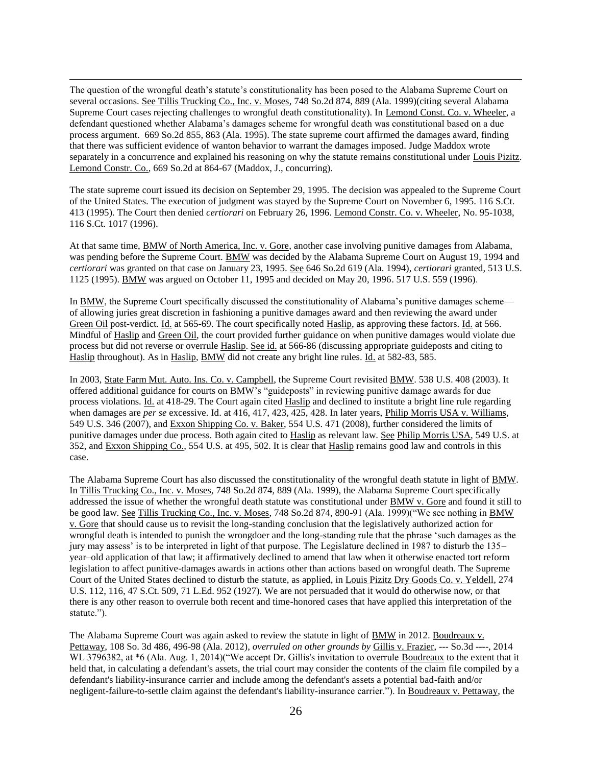The question of the wrongful death's statute's constitutionality has been posed to the Alabama Supreme Court on several occasions. See Tillis Trucking Co., Inc. v. Moses, 748 So.2d 874, 889 (Ala. 1999)(citing several Alabama Supreme Court cases rejecting challenges to wrongful death constitutionality). In Lemond Const. Co. v. Wheeler, a defendant questioned whether Alabama's damages scheme for wrongful death was constitutional based on a due process argument. 669 So.2d 855, 863 (Ala. 1995). The state supreme court affirmed the damages award, finding that there was sufficient evidence of wanton behavior to warrant the damages imposed. Judge Maddox wrote separately in a concurrence and explained his reasoning on why the statute remains constitutional under Louis Pizitz. Lemond Constr. Co., 669 So.2d at 864-67 (Maddox, J., concurring).

The state supreme court issued its decision on September 29, 1995. The decision was appealed to the Supreme Court of the United States. The execution of judgment was stayed by the Supreme Court on November 6, 1995. 116 S.Ct. 413 (1995). The Court then denied *certiorari* on February 26, 1996. Lemond Constr. Co. v. Wheeler, No. 95-1038, 116 S.Ct. 1017 (1996).

At that same time, BMW of North America, Inc. v. Gore, another case involving punitive damages from Alabama, was pending before the Supreme Court. BMW was decided by the Alabama Supreme Court on August 19, 1994 and *certiorari* was granted on that case on January 23, 1995. See 646 So.2d 619 (Ala. 1994), *certiorari* granted, 513 U.S. 1125 (1995). BMW was argued on October 11, 1995 and decided on May 20, 1996. 517 U.S. 559 (1996).

In BMW, the Supreme Court specifically discussed the constitutionality of Alabama's punitive damages scheme—of allowing juries great discretion in fashioning a punitive damages award and then reviewing the award under Green Oil post-verdict. Id. at 565-69. The court specifically noted Haslip, as approving these factors. Id. at 566. Mindful of Haslip and Green Oil, the court provided further guidance on when punitive damages would violate due process but did not reverse or overrule Haslip. See id. at 566-86 (discussing appropriate guideposts and citing to Haslip throughout). As in Haslip, BMW did not create any bright line rules. Id. at 582-83, 585.

In 2003, State Farm Mut. Auto. Ins. Co. v. Campbell, the Supreme Court revisited BMW. 538 U.S. 408 (2003). It offered additional guidance for courts on BMW's "guideposts" in reviewing punitive damage awards for due process violations. Id. at 418-29. The Court again cited Haslip and declined to institute a bright line rule regarding when damages are *per se* excessive. Id. at 416, 417, 423, 425, 428. In later years, Philip Morris USA v. Williams, 549 U.S. 346 (2007), and Exxon Shipping Co. v. Baker, 554 U.S. 471 (2008), further considered the limits of punitive damages under due process. Both again cited to Haslip as relevant law. See Philip Morris USA, 549 U.S. at 352, and Exxon Shipping Co., 554 U.S. at 495, 502. It is clear that Haslip remains good law and controls in this case.

The Alabama Supreme Court has also discussed the constitutionality of the wrongful death statute in light of BMW. In Tillis Trucking Co., Inc. v. Moses, 748 So.2d 874, 889 (Ala. 1999), the Alabama Supreme Court specifically addressed the issue of whether the wrongful death statute was constitutional under BMW v. Gore and found it still to be good law. See Tillis Trucking Co., Inc. v. Moses, 748 So.2d 874, 890-91 (Ala. 1999)("We see nothing in BMW v. Gore that should cause us to revisit the long-standing conclusion that the legislatively authorized action for wrongful death is intended to punish the wrongdoer and the long-standing rule that the phrase 'such damages as the jury may assess' is to be interpreted in light of that purpose. The Legislature declined in 1987 to disturb the 135–year–old application of that law; it affirmatively declined to amend that law when it otherwise enacted tort reform legislation to affect punitive-damages awards in actions other than actions based on wrongful death. The Supreme Court of the United States declined to disturb the statute, as applied, in Louis Pizitz Dry Goods Co. v. Yeldell, 274 U.S. 112, 116, 47 S.Ct. 509, 71 L.Ed. 952 (1927). We are not persuaded that it would do otherwise now, or that there is any other reason to overrule both recent and time-honored cases that have applied this interpretation of the statute.").

The Alabama Supreme Court was again asked to review the statute in light of BMW in 2012. Boudreaux v. Pettaway, 108 So. 3d 486, 496-98 (Ala. 2012), *overruled on other grounds by* Gillis v. Frazier, --- So.3d ----, 2014 WL 3796382, at *6 (Ala. Aug. 1, 2014)("We accept Dr. Gillis's invitation to overrule Boudreaux to the extent that it held that, in calculating a defendant's assets, the trial court may consider the contents of the claim file compiled by a defendant's liability-insurance carrier and include among the defendant's assets a potential bad-faith and/or negligent-failure-to-settle claim against the defendant's liability-insurance carrier."). In Boudreaux v. Pettaway, the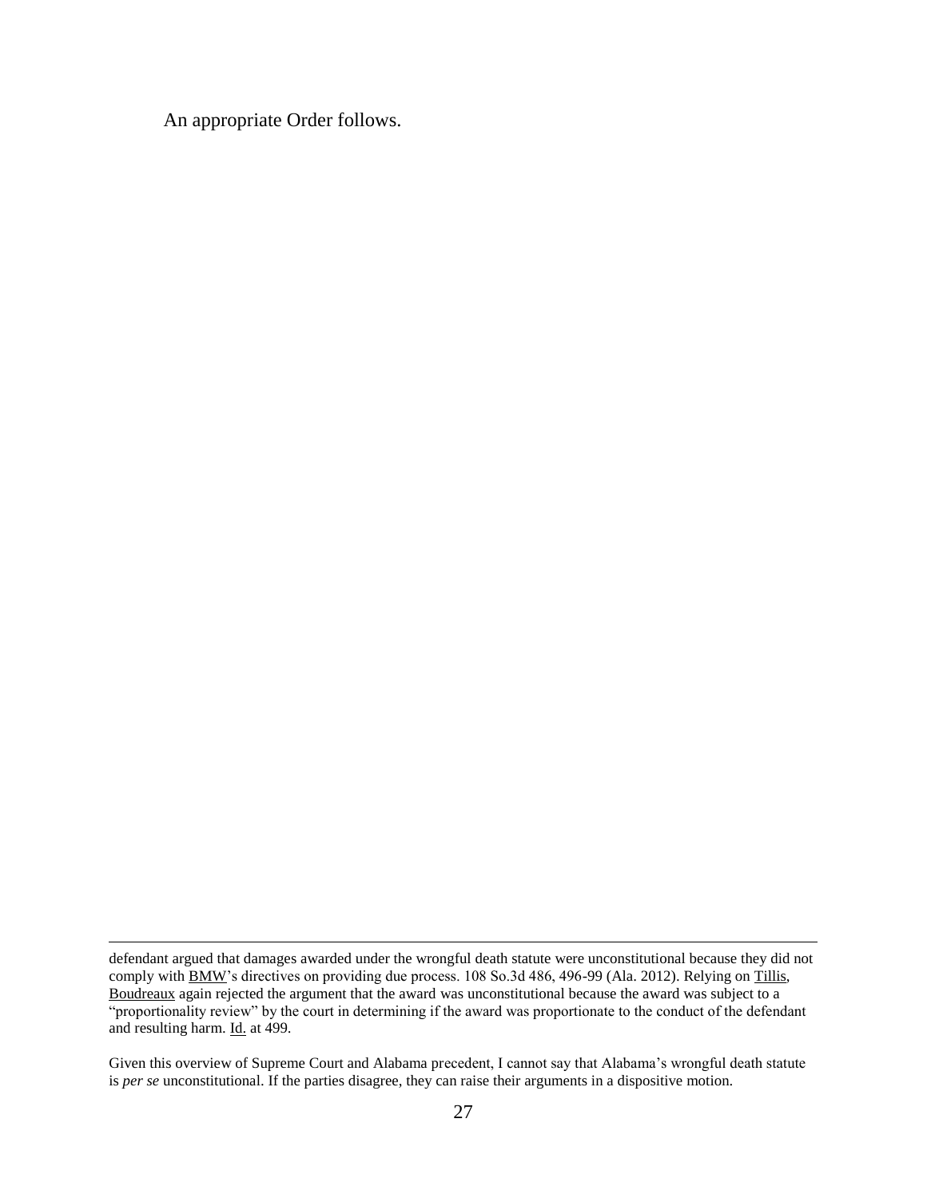An appropriate Order follows.

---

defendant argued that damages awarded under the wrongful death statute were unconstitutional because they did not comply with BMW's directives on providing due process. 108 So.3d 486, 496-99 (Ala. 2012). Relying on Tillis, Boudreaux again rejected the argument that the award was unconstitutional because the award was subject to a "proportionality review" by the court in determining if the award was proportionate to the conduct of the defendant and resulting harm. Id. at 499.

Given this overview of Supreme Court and Alabama precedent, I cannot say that Alabama's wrongful death statute is *per se* unconstitutional. If the parties disagree, they can raise their arguments in a dispositive motion.